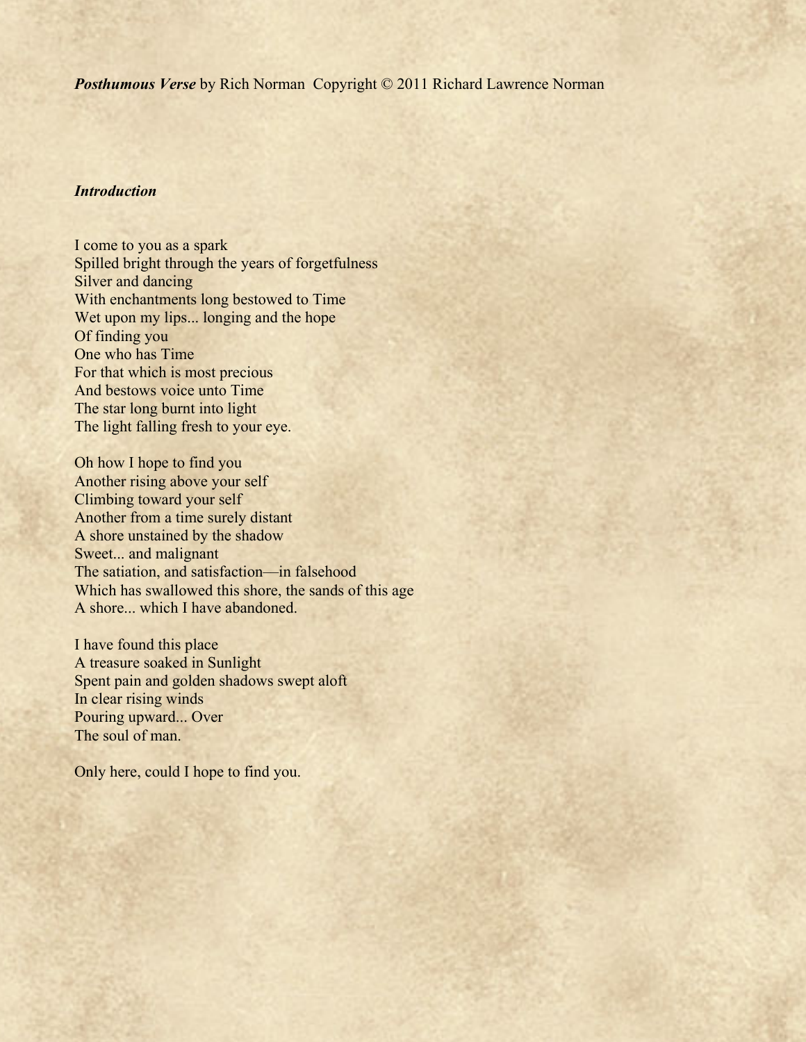***Posthumous Verse*** by Rich Norman Copyright © 2011 Richard Lawrence Norman

### ***Introduction***

I come to you as a spark  
Spilled bright through the years of forgetfulness  
Silver and dancing  
With enchantments long bestowed to Time  
Wet upon my lips... longing and the hope  
Of finding you  
One who has Time  
For that which is most precious  
And bestows voice unto Time  
The star long burnt into light  
The light falling fresh to your eye.

Oh how I hope to find you  
Another rising above your self  
Climbing toward your self  
Another from a time surely distant  
A shore unstained by the shadow  
Sweet... and malignant  
The satiation, and satisfaction—in falsehood  
Which has swallowed this shore, the sands of this age  
A shore... which I have abandoned.

I have found this place  
A treasure soaked in Sunlight  
Spent pain and golden shadows swept aloft  
In clear rising winds  
Pouring upward... Over  
The soul of man.

Only here, could I hope to find you.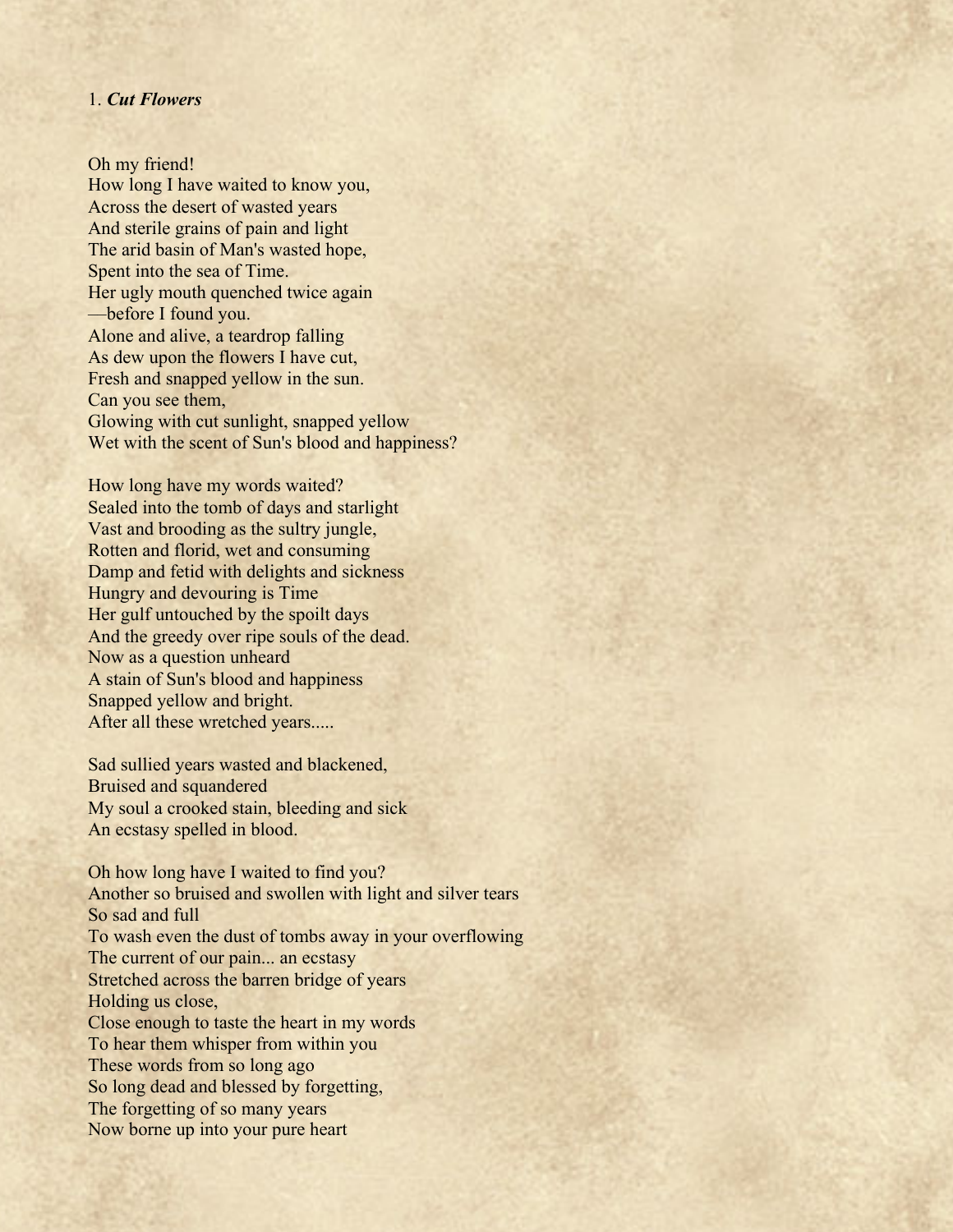1. ***Cut Flowers***

Oh my friend!
How long I have waited to know you,
Across the desert of wasted years
And sterile grains of pain and light
The arid basin of Man's wasted hope,
Spent into the sea of Time.
Her ugly mouth quenched twice again
—before I found you.
Alone and alive, a teardrop falling
As dew upon the flowers I have cut,
Fresh and snapped yellow in the sun.
Can you see them,
Glowing with cut sunlight, snapped yellow
Wet with the scent of Sun's blood and happiness?

How long have my words waited?
Sealed into the tomb of days and starlight
Vast and brooding as the sultry jungle,
Rotten and florid, wet and consuming
Damp and fetid with delights and sickness
Hungry and devouring is Time
Her gulf untouched by the spoilt days
And the greedy over ripe souls of the dead.
Now as a question unheard
A stain of Sun's blood and happiness
Snapped yellow and bright.
After all these wretched years.....

Sad sullied years wasted and blackened,
Bruised and squandered
My soul a crooked stain, bleeding and sick
An ecstasy spelled in blood.

Oh how long have I waited to find you?
Another so bruised and swollen with light and silver tears
So sad and full
To wash even the dust of tombs away in your overflowing
The current of our pain... an ecstasy
Stretched across the barren bridge of years
Holding us close,
Close enough to taste the heart in my words
To hear them whisper from within you
These words from so long ago
So long dead and blessed by forgetting,
The forgetting of so many years
Now borne up into your pure heart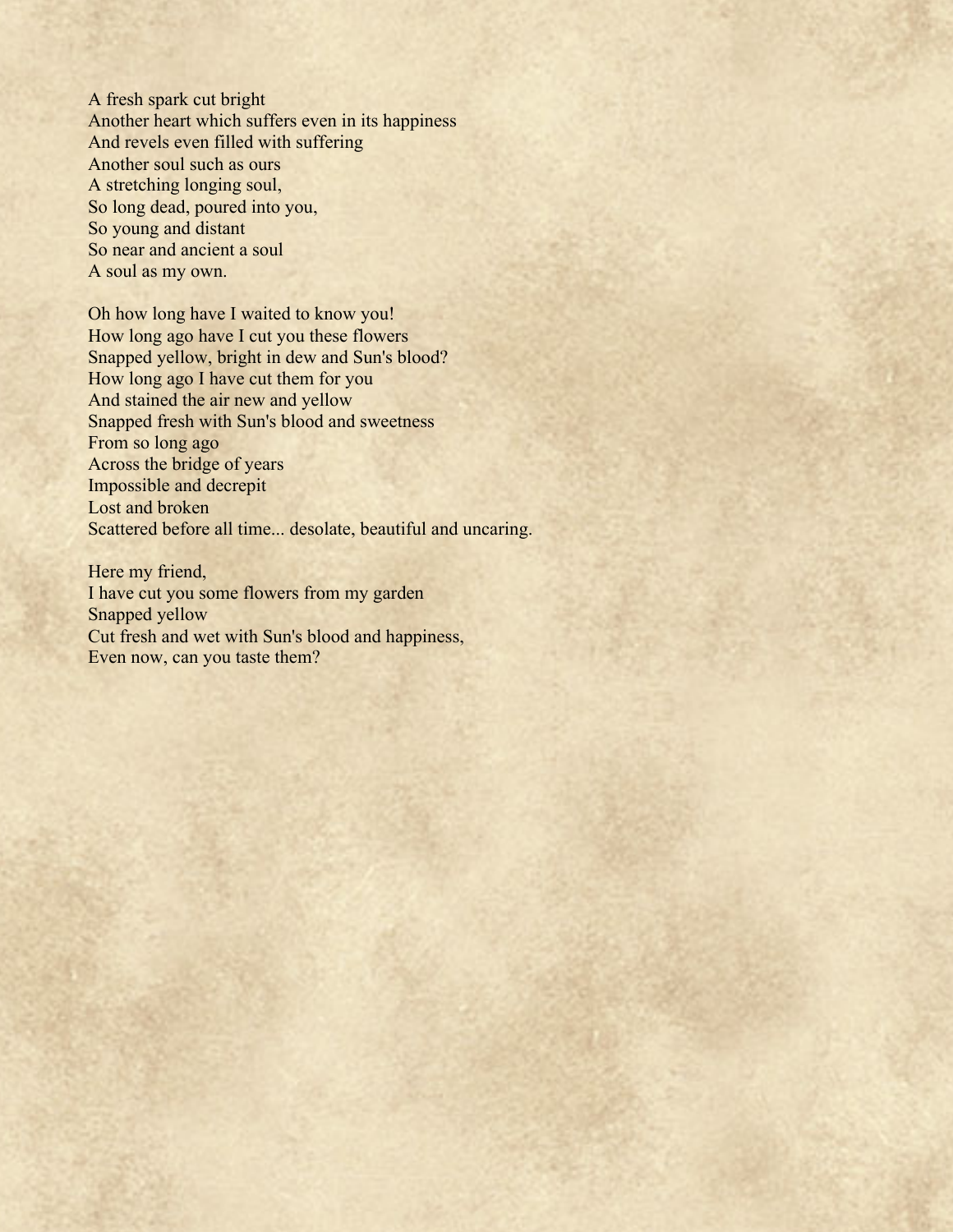A fresh spark cut bright  
Another heart which suffers even in its happiness  
And revels even filled with suffering  
Another soul such as ours  
A stretching longing soul,  
So long dead, poured into you,  
So young and distant  
So near and ancient a soul  
A soul as my own.

Oh how long have I waited to know you!  
How long ago have I cut you these flowers  
Snapped yellow, bright in dew and Sun's blood?  
How long ago I have cut them for you  
And stained the air new and yellow  
Snapped fresh with Sun's blood and sweetness  
From so long ago  
Across the bridge of years  
Impossible and decrepit  
Lost and broken  
Scattered before all time... desolate, beautiful and uncaring.

Here my friend,  
I have cut you some flowers from my garden  
Snapped yellow  
Cut fresh and wet with Sun's blood and happiness,  
Even now, can you taste them?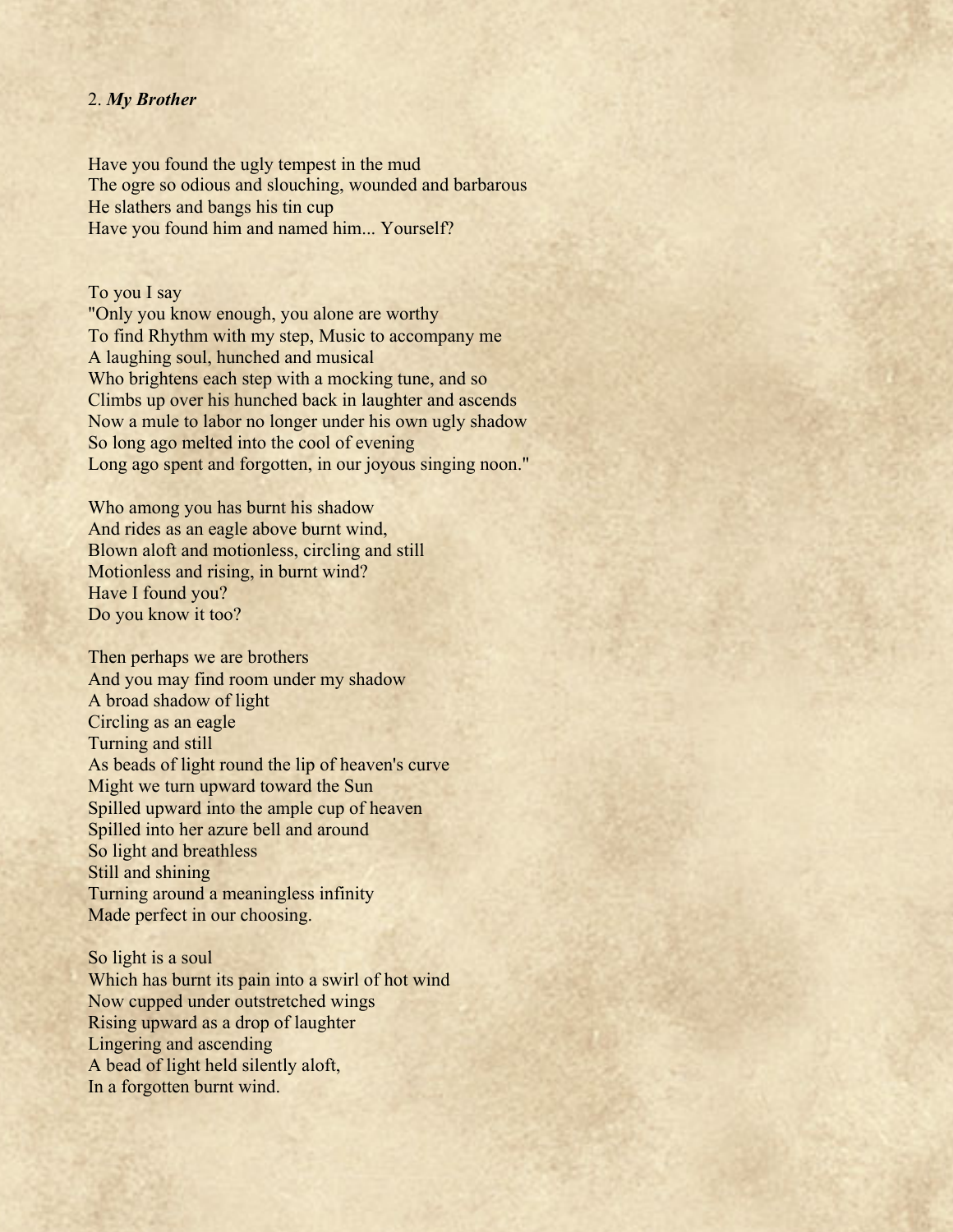2. ***My Brother***

Have you found the ugly tempest in the mud  
The ogre so odious and slouching, wounded and barbarous  
He slathers and bangs his tin cup  
Have you found him and named him... Yourself?

To you I say  
"Only you know enough, you alone are worthy  
To find Rhythm with my step, Music to accompany me  
A laughing soul, hunched and musical  
Who brightens each step with a mocking tune, and so  
Climbs up over his hunched back in laughter and ascends  
Now a mule to labor no longer under his own ugly shadow  
So long ago melted into the cool of evening  
Long ago spent and forgotten, in our joyous singing noon."

Who among you has burnt his shadow  
And rides as an eagle above burnt wind,  
Blown aloft and motionless, circling and still  
Motionless and rising, in burnt wind?  
Have I found you?  
Do you know it too?

Then perhaps we are brothers  
And you may find room under my shadow  
A broad shadow of light  
Circling as an eagle  
Turning and still  
As beads of light round the lip of heaven's curve  
Might we turn upward toward the Sun  
Spilled upward into the ample cup of heaven  
Spilled into her azure bell and around  
So light and breathless  
Still and shining  
Turning around a meaningless infinity  
Made perfect in our choosing.

So light is a soul  
Which has burnt its pain into a swirl of hot wind  
Now cupped under outstretched wings  
Rising upward as a drop of laughter  
Lingering and ascending  
A bead of light held silently aloft,  
In a forgotten burnt wind.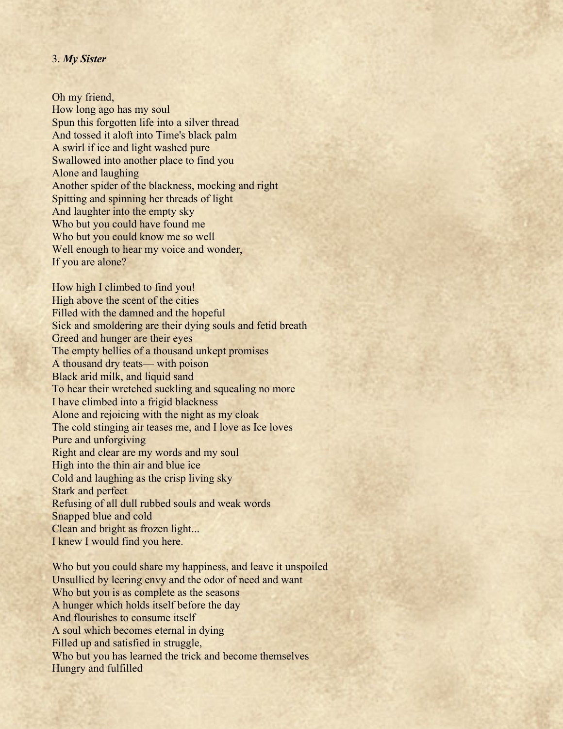3. ***My Sister***

Oh my friend,
How long ago has my soul
Spun this forgotten life into a silver thread
And tossed it aloft into Time's black palm
A swirl if ice and light washed pure
Swallowed into another place to find you
Alone and laughing
Another spider of the blackness, mocking and right
Spitting and spinning her threads of light
And laughter into the empty sky
Who but you could have found me
Who but you could know me so well
Well enough to hear my voice and wonder,
If you are alone?

How high I climbed to find you!
High above the scent of the cities
Filled with the damned and the hopeful
Sick and smoldering are their dying souls and fetid breath
Greed and hunger are their eyes
The empty bellies of a thousand unkept promises
A thousand dry teats— with poison
Black arid milk, and liquid sand
To hear their wretched suckling and squealing no more
I have climbed into a frigid blackness
Alone and rejoicing with the night as my cloak
The cold stinging air teases me, and I love as Ice loves
Pure and unforgiving
Right and clear are my words and my soul
High into the thin air and blue ice
Cold and laughing as the crisp living sky
Stark and perfect
Refusing of all dull rubbed souls and weak words
Snapped blue and cold
Clean and bright as frozen light...
I knew I would find you here.

Who but you could share my happiness, and leave it unspoiled
Unsullied by leering envy and the odor of need and want
Who but you is as complete as the seasons
A hunger which holds itself before the day
And flourishes to consume itself
A soul which becomes eternal in dying
Filled up and satisfied in struggle,
Who but you has learned the trick and become themselves
Hungry and fulfilled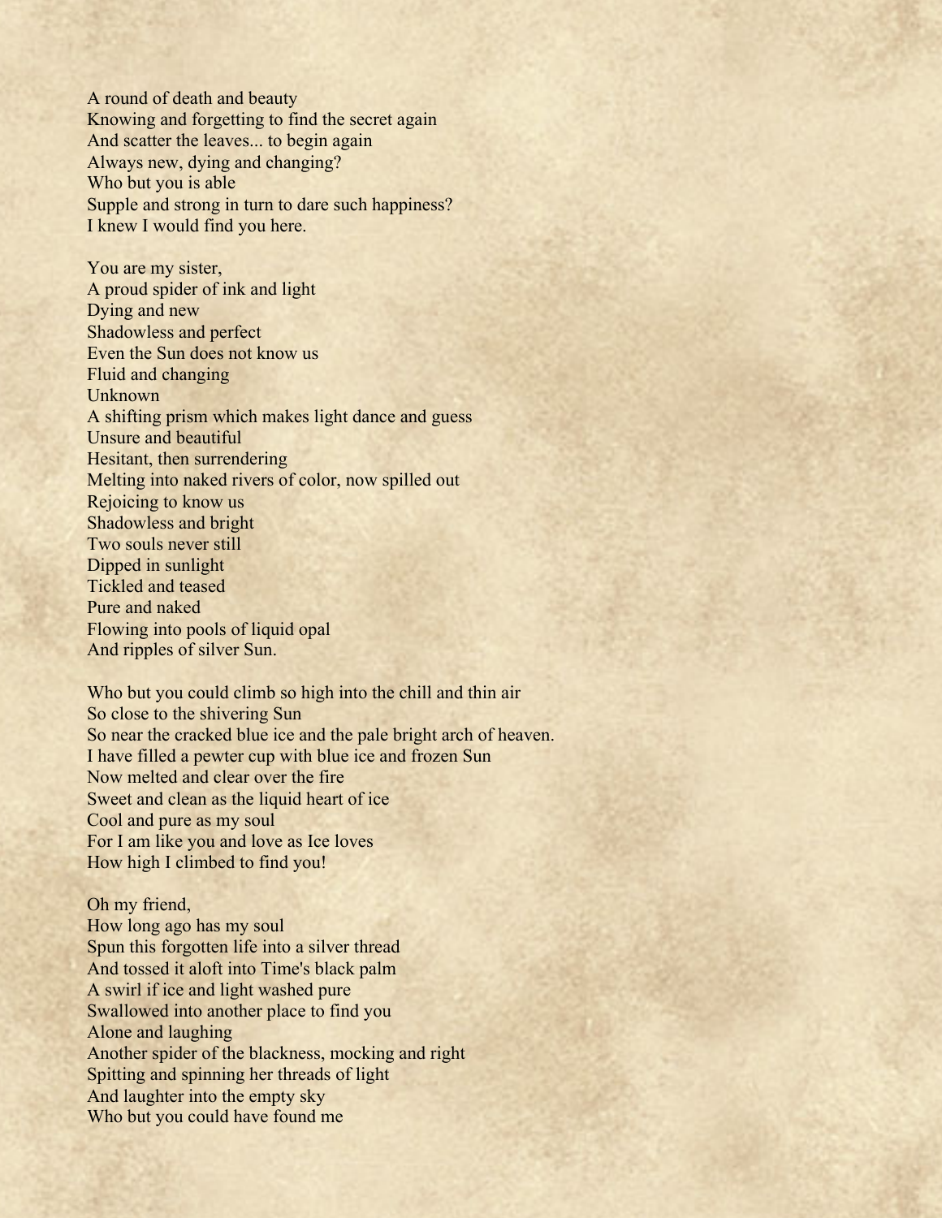A round of death and beauty  
Knowing and forgetting to find the secret again  
And scatter the leaves... to begin again  
Always new, dying and changing?  
Who but you is able  
Supple and strong in turn to dare such happiness?  
I knew I would find you here.

You are my sister,  
A proud spider of ink and light  
Dying and new  
Shadowless and perfect  
Even the Sun does not know us  
Fluid and changing  
Unknown  
A shifting prism which makes light dance and guess  
Unsure and beautiful  
Hesitant, then surrendering  
Melting into naked rivers of color, now spilled out  
Rejoicing to know us  
Shadowless and bright  
Two souls never still  
Dipped in sunlight  
Tickled and teased  
Pure and naked  
Flowing into pools of liquid opal  
And ripples of silver Sun.

Who but you could climb so high into the chill and thin air  
So close to the shivering Sun  
So near the cracked blue ice and the pale bright arch of heaven.  
I have filled a pewter cup with blue ice and frozen Sun  
Now melted and clear over the fire  
Sweet and clean as the liquid heart of ice  
Cool and pure as my soul  
For I am like you and love as Ice loves  
How high I climbed to find you!

Oh my friend,  
How long ago has my soul  
Spun this forgotten life into a silver thread  
And tossed it aloft into Time's black palm  
A swirl if ice and light washed pure  
Swallowed into another place to find you  
Alone and laughing  
Another spider of the blackness, mocking and right  
Spitting and spinning her threads of light  
And laughter into the empty sky  
Who but you could have found me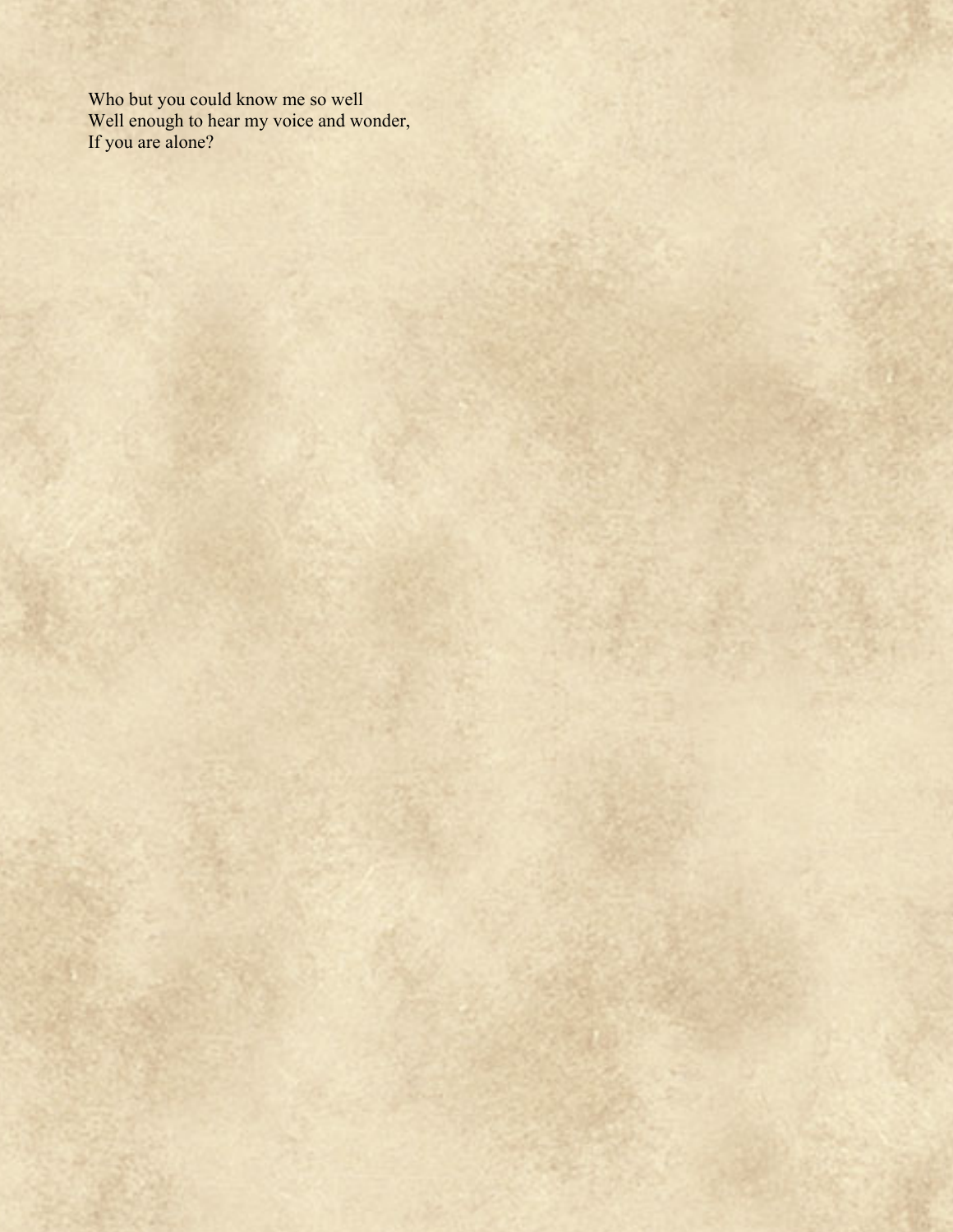Who but you could know me so well
Well enough to hear my voice and wonder,
If you are alone?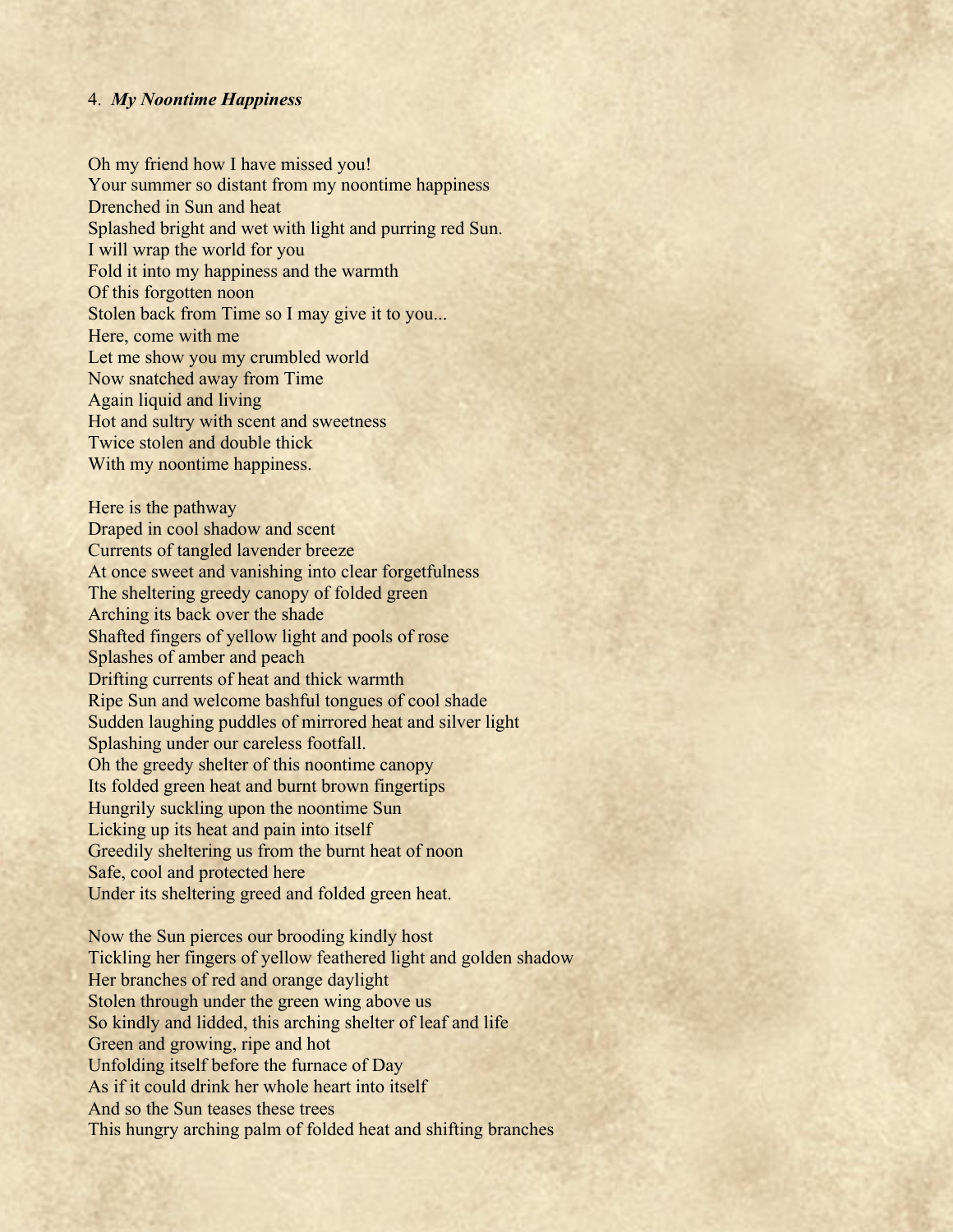4. ***My Noontime Happiness***

Oh my friend how I have missed you!
Your summer so distant from my noontime happiness
Drenched in Sun and heat
Splashed bright and wet with light and purring red Sun.
I will wrap the world for you
Fold it into my happiness and the warmth
Of this forgotten noon
Stolen back from Time so I may give it to you...
Here, come with me
Let me show you my crumbled world
Now snatched away from Time
Again liquid and living
Hot and sultry with scent and sweetness
Twice stolen and double thick
With my noontime happiness.

Here is the pathway
Draped in cool shadow and scent
Currents of tangled lavender breeze
At once sweet and vanishing into clear forgetfulness
The sheltering greedy canopy of folded green
Arching its back over the shade
Shafted fingers of yellow light and pools of rose
Splashes of amber and peach
Drifting currents of heat and thick warmth
Ripe Sun and welcome bashful tongues of cool shade
Sudden laughing puddles of mirrored heat and silver light
Splashing under our careless footfall.
Oh the greedy shelter of this noontime canopy
Its folded green heat and burnt brown fingertips
Hungrily suckling upon the noontime Sun
Licking up its heat and pain into itself
Greedily sheltering us from the burnt heat of noon
Safe, cool and protected here
Under its sheltering greed and folded green heat.

Now the Sun pierces our brooding kindly host
Tickling her fingers of yellow feathered light and golden shadow
Her branches of red and orange daylight
Stolen through under the green wing above us
So kindly and lidded, this arching shelter of leaf and life
Green and growing, ripe and hot
Unfolding itself before the furnace of Day
As if it could drink her whole heart into itself
And so the Sun teases these trees
This hungry arching palm of folded heat and shifting branches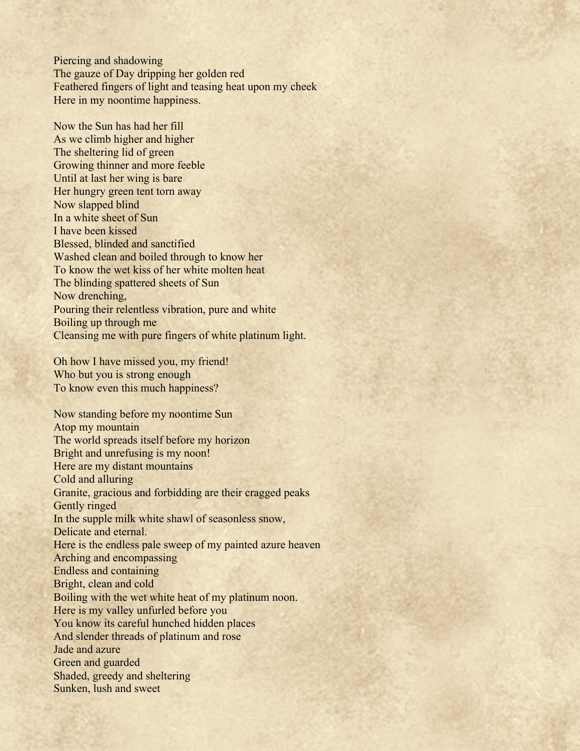Piercing and shadowing  
The gauze of Day dripping her golden red  
Feathered fingers of light and teasing heat upon my cheek  
Here in my noontime happiness.

Now the Sun has had her fill  
As we climb higher and higher  
The sheltering lid of green  
Growing thinner and more feeble  
Until at last her wing is bare  
Her hungry green tent torn away  
Now slapped blind  
In a white sheet of Sun  
I have been kissed  
Blessed, blinded and sanctified  
Washed clean and boiled through to know her  
To know the wet kiss of her white molten heat  
The blinding spattered sheets of Sun  
Now drenching,  
Pouring their relentless vibration, pure and white  
Boiling up through me  
Cleansing me with pure fingers of white platinum light.

Oh how I have missed you, my friend!  
Who but you is strong enough  
To know even this much happiness?

Now standing before my noontime Sun  
Atop my mountain  
The world spreads itself before my horizon  
Bright and unrefusing is my noon!  
Here are my distant mountains  
Cold and alluring  
Granite, gracious and forbidding are their cragged peaks  
Gently ringed  
In the supple milk white shawl of seasonless snow,  
Delicate and eternal.  
Here is the endless pale sweep of my painted azure heaven  
Arching and encompassing  
Endless and containing  
Bright, clean and cold  
Boiling with the wet white heat of my platinum noon.  
Here is my valley unfurled before you  
You know its careful hunched hidden places  
And slender threads of platinum and rose  
Jade and azure  
Green and guarded  
Shaded, greedy and sheltering  
Sunken, lush and sweet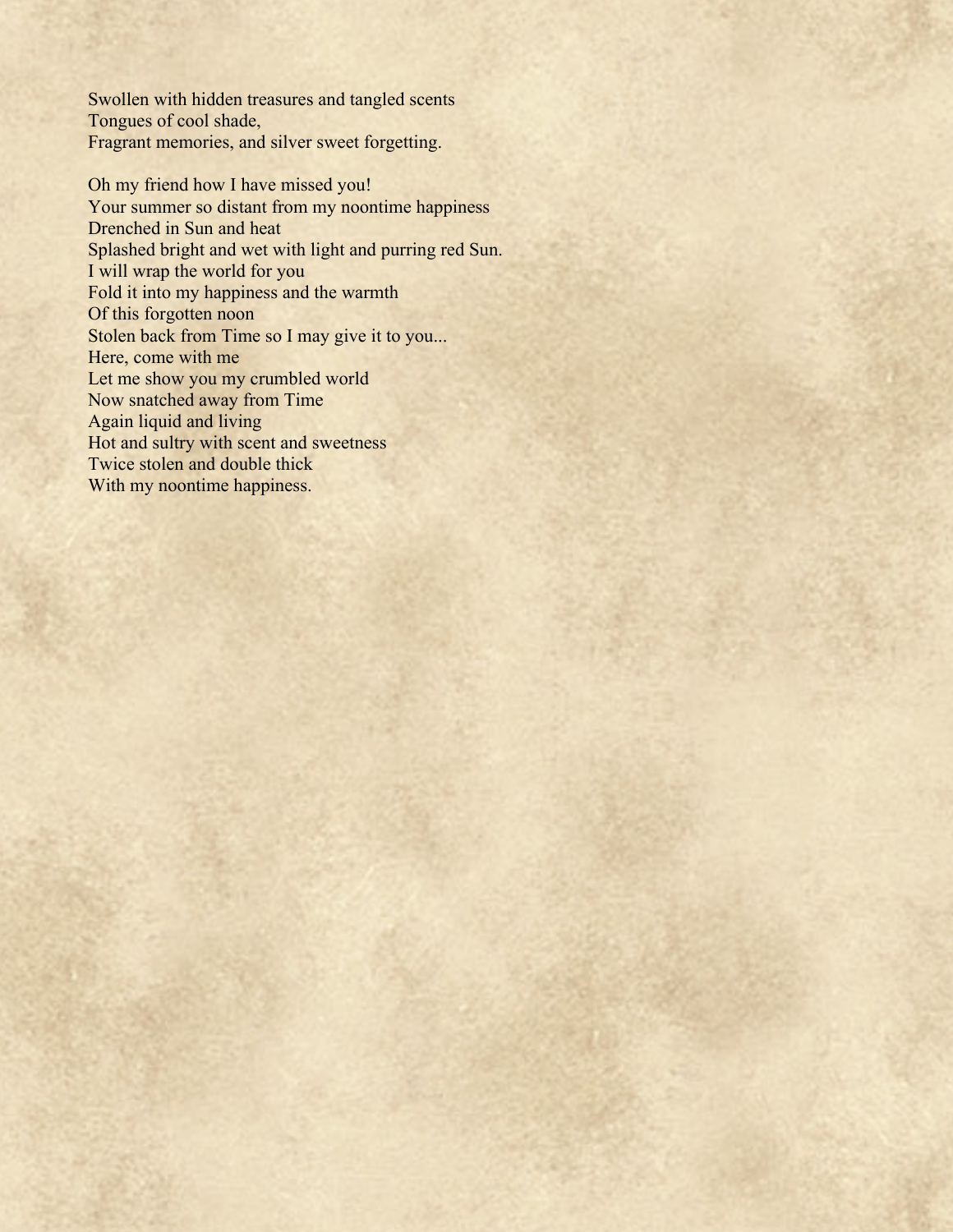Swollen with hidden treasures and tangled scents  
Tongues of cool shade,  
Fragrant memories, and silver sweet forgetting.

Oh my friend how I have missed you!  
Your summer so distant from my noontime happiness  
Drenched in Sun and heat  
Splashed bright and wet with light and purring red Sun.  
I will wrap the world for you  
Fold it into my happiness and the warmth  
Of this forgotten noon  
Stolen back from Time so I may give it to you...  
Here, come with me  
Let me show you my crumbled world  
Now snatched away from Time  
Again liquid and living  
Hot and sultry with scent and sweetness  
Twice stolen and double thick  
With my noontime happiness.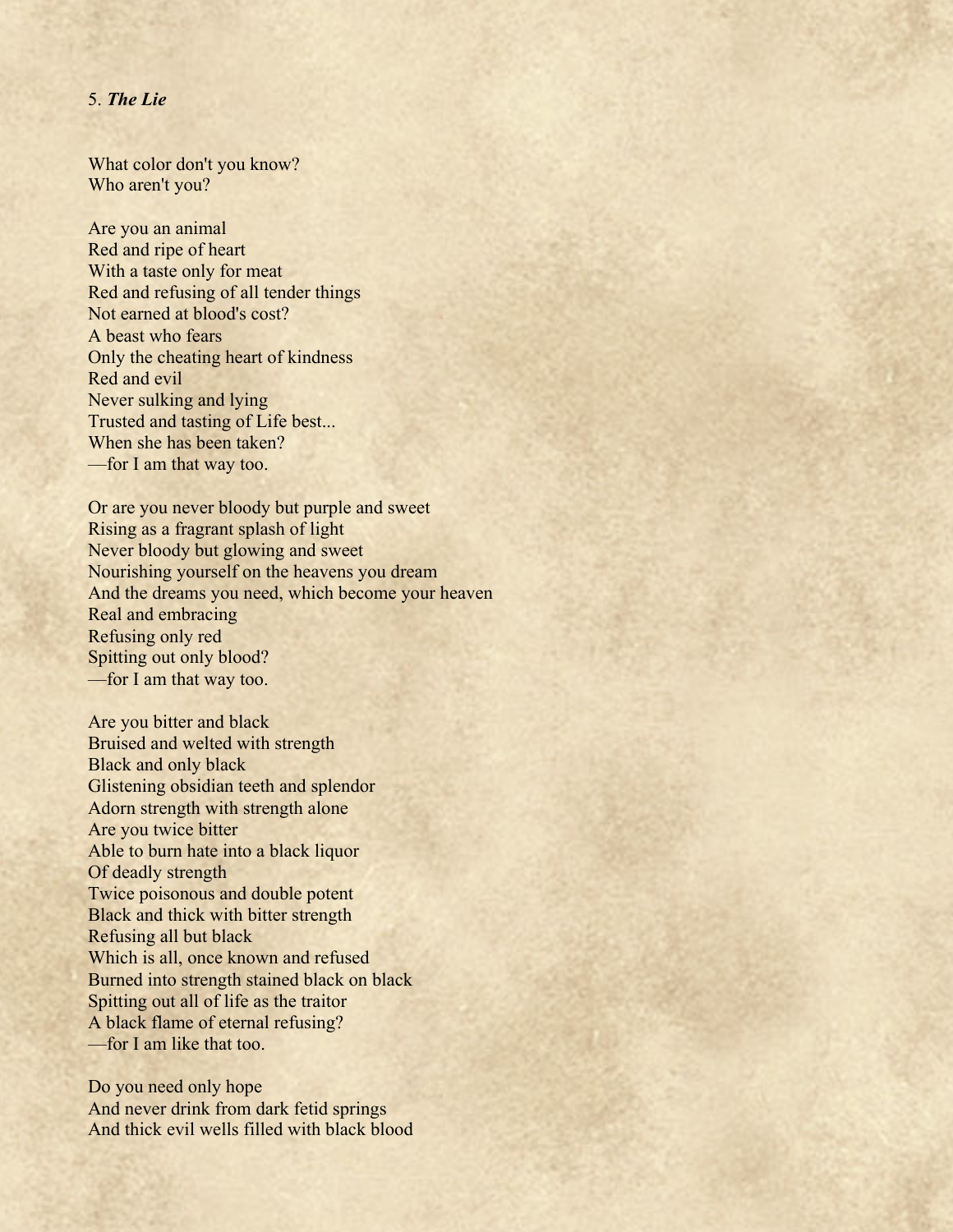5. ***The Lie***

What color don't you know?  
Who aren't you?

Are you an animal  
Red and ripe of heart  
With a taste only for meat  
Red and refusing of all tender things  
Not earned at blood's cost?  
A beast who fears  
Only the cheating heart of kindness  
Red and evil  
Never sulking and lying  
Trusted and tasting of Life best...  
When she has been taken?  
—for I am that way too.

Or are you never bloody but purple and sweet  
Rising as a fragrant splash of light  
Never bloody but glowing and sweet  
Nourishing yourself on the heavens you dream  
And the dreams you need, which become your heaven  
Real and embracing  
Refusing only red  
Spitting out only blood?  
—for I am that way too.

Are you bitter and black  
Bruised and welted with strength  
Black and only black  
Glistening obsidian teeth and splendor  
Adorn strength with strength alone  
Are you twice bitter  
Able to burn hate into a black liquor  
Of deadly strength  
Twice poisonous and double potent  
Black and thick with bitter strength  
Refusing all but black  
Which is all, once known and refused  
Burned into strength stained black on black  
Spitting out all of life as the traitor  
A black flame of eternal refusing?  
—for I am like that too.

Do you need only hope  
And never drink from dark fetid springs  
And thick evil wells filled with black blood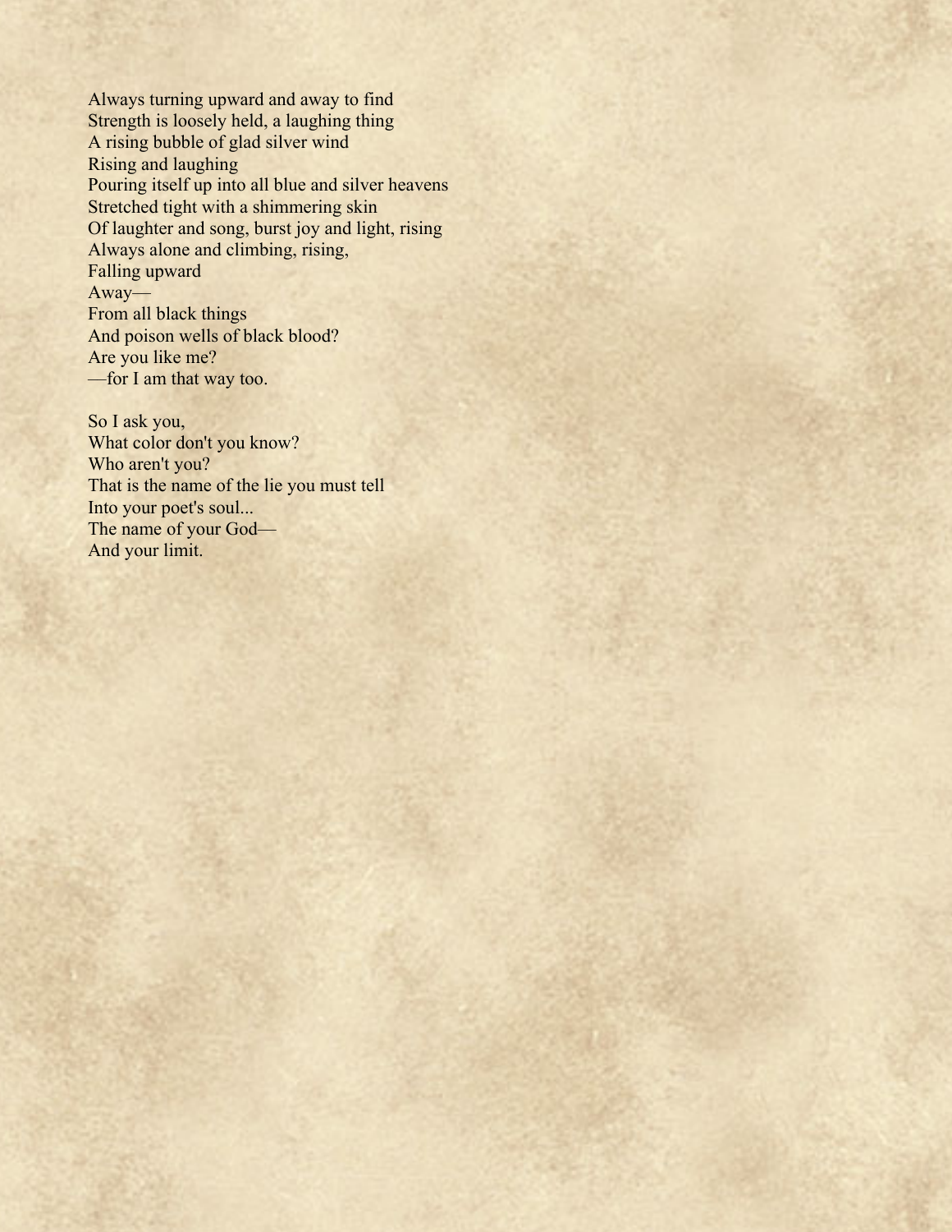Always turning upward and away to find  
Strength is loosely held, a laughing thing  
A rising bubble of glad silver wind  
Rising and laughing  
Pouring itself up into all blue and silver heavens  
Stretched tight with a shimmering skin  
Of laughter and song, burst joy and light, rising  
Always alone and climbing, rising,  
Falling upward  
Away—  
From all black things  
And poison wells of black blood?  
Are you like me?  
—for I am that way too.

So I ask you,  
What color don't you know?  
Who aren't you?  
That is the name of the lie you must tell  
Into your poet's soul...  
The name of your God—  
And your limit.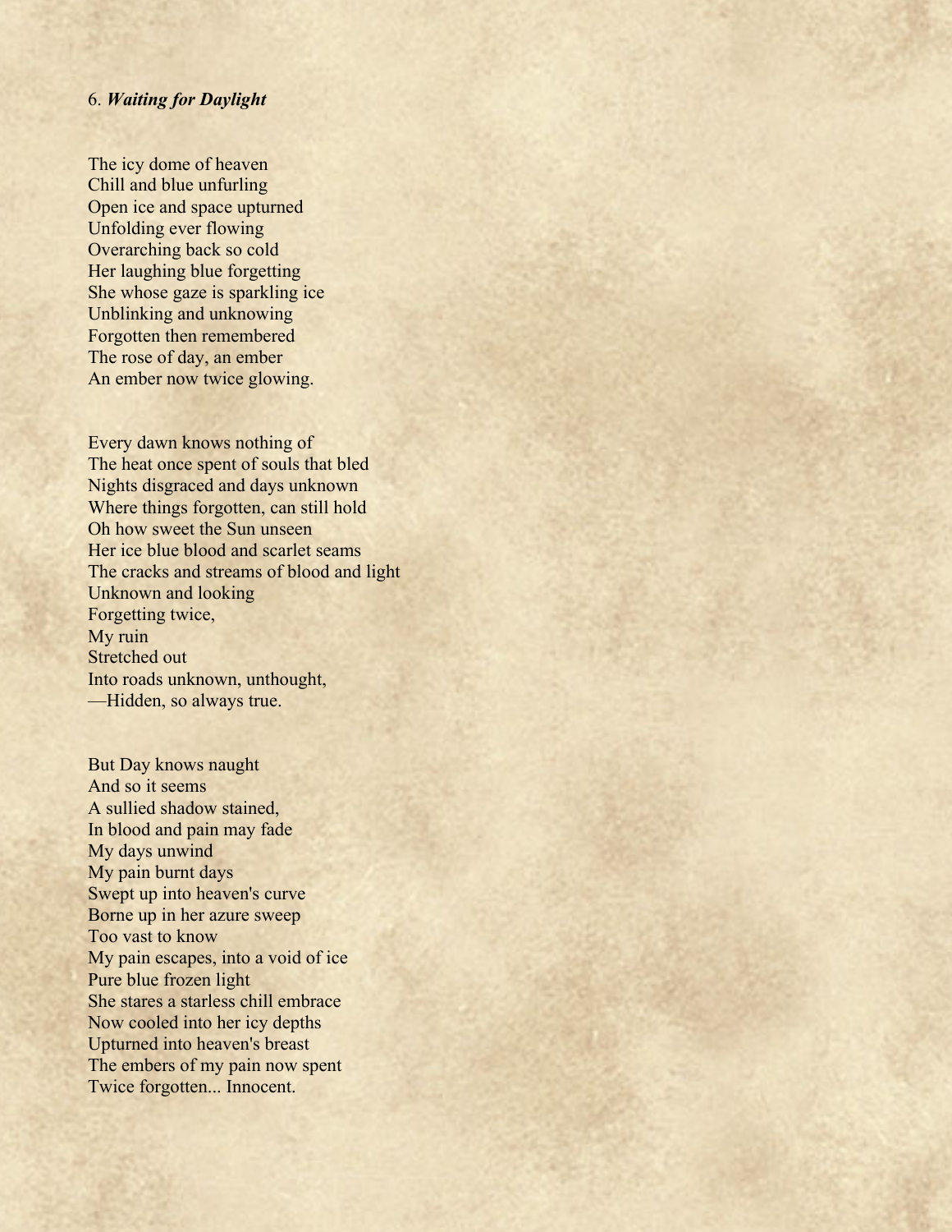### 6. ***Waiting for Daylight***

The icy dome of heaven
Chill and blue unfurling
Open ice and space upturned
Unfolding ever flowing
Overarching back so cold
Her laughing blue forgetting
She whose gaze is sparkling ice
Unblinking and unknowing
Forgotten then remembered
The rose of day, an ember
An ember now twice glowing.

Every dawn knows nothing of
The heat once spent of souls that bled
Nights disgraced and days unknown
Where things forgotten, can still hold
Oh how sweet the Sun unseen
Her ice blue blood and scarlet seams
The cracks and streams of blood and light
Unknown and looking
Forgetting twice,
My ruin
Stretched out
Into roads unknown, unthought,
—Hidden, so always true.

But Day knows naught
And so it seems
A sullied shadow stained,
In blood and pain may fade
My days unwind
My pain burnt days
Swept up into heaven's curve
Borne up in her azure sweep
Too vast to know
My pain escapes, into a void of ice
Pure blue frozen light
She stares a starless chill embrace
Now cooled into her icy depths
Upturned into heaven's breast
The embers of my pain now spent
Twice forgotten... Innocent.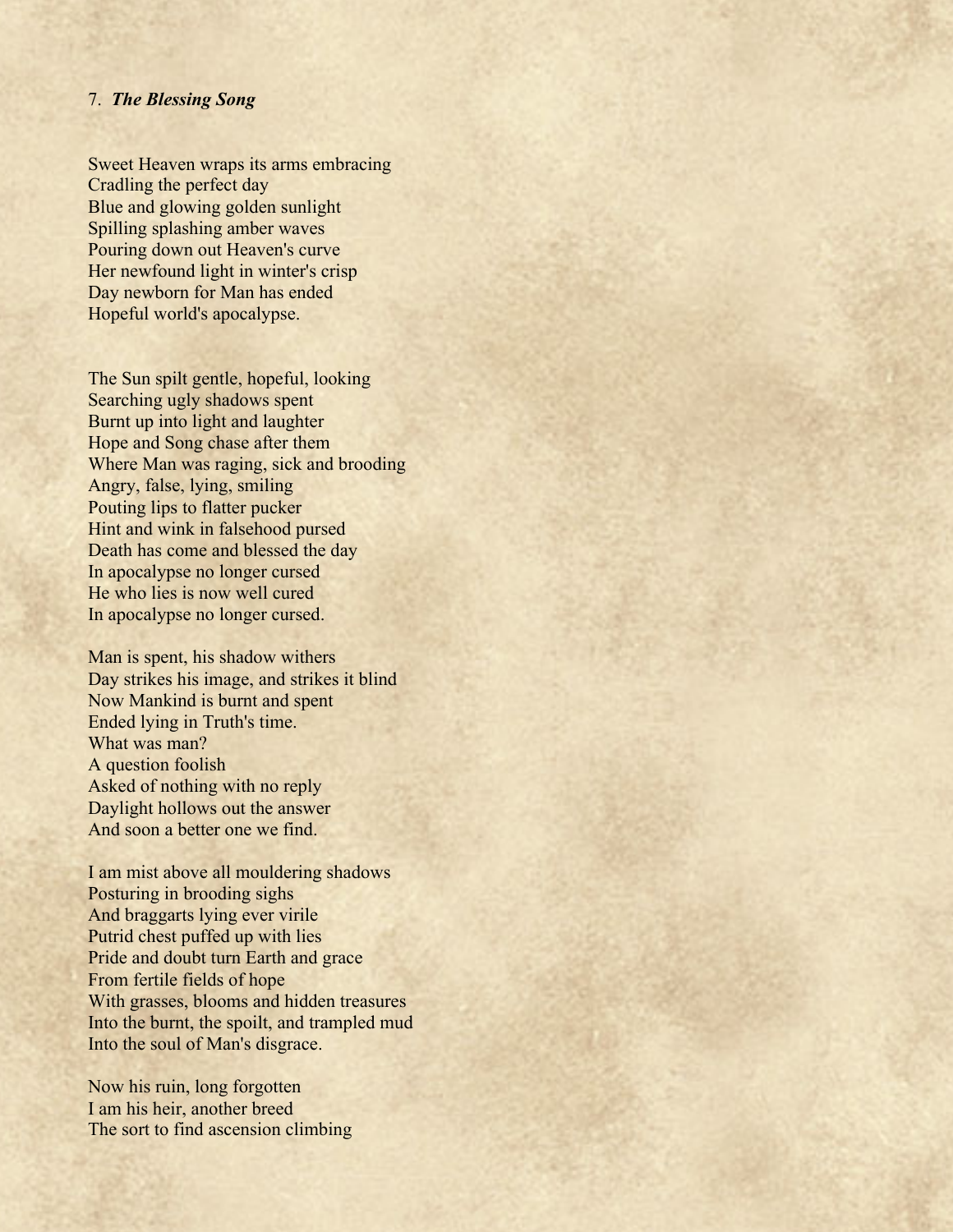7. ***The Blessing Song***

Sweet Heaven wraps its arms embracing
Cradling the perfect day
Blue and glowing golden sunlight
Spilling splashing amber waves
Pouring down out Heaven's curve
Her newfound light in winter's crisp
Day newborn for Man has ended
Hopeful world's apocalypse.

The Sun spilt gentle, hopeful, looking
Searching ugly shadows spent
Burnt up into light and laughter
Hope and Song chase after them
Where Man was raging, sick and brooding
Angry, false, lying, smiling
Pouting lips to flatter pucker
Hint and wink in falsehood pursed
Death has come and blessed the day
In apocalypse no longer cursed
He who lies is now well cured
In apocalypse no longer cursed.

Man is spent, his shadow withers
Day strikes his image, and strikes it blind
Now Mankind is burnt and spent
Ended lying in Truth's time.
What was man?
A question foolish
Asked of nothing with no reply
Daylight hollows out the answer
And soon a better one we find.

I am mist above all mouldering shadows
Posturing in brooding sighs
And braggarts lying ever virile
Putrid chest puffed up with lies
Pride and doubt turn Earth and grace
From fertile fields of hope
With grasses, blooms and hidden treasures
Into the burnt, the spoilt, and trampled mud
Into the soul of Man's disgrace.

Now his ruin, long forgotten
I am his heir, another breed
The sort to find ascension climbing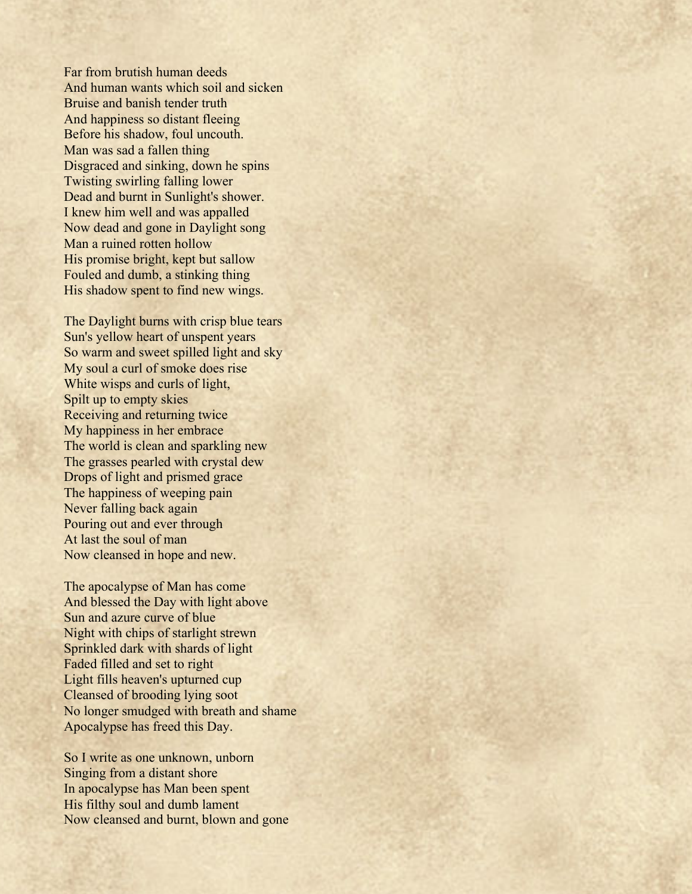Far from brutish human deeds  
And human wants which soil and sicken  
Bruise and banish tender truth  
And happiness so distant fleeing  
Before his shadow, foul uncouth.  
Man was sad a fallen thing  
Disgraced and sinking, down he spins  
Twisting swirling falling lower  
Dead and burnt in Sunlight's shower.  
I knew him well and was appalled  
Now dead and gone in Daylight song  
Man a ruined rotten hollow  
His promise bright, kept but sallow  
Fouled and dumb, a stinking thing  
His shadow spent to find new wings.

The Daylight burns with crisp blue tears  
Sun's yellow heart of unspent years  
So warm and sweet spilled light and sky  
My soul a curl of smoke does rise  
White wisps and curls of light,  
Spilt up to empty skies  
Receiving and returning twice  
My happiness in her embrace  
The world is clean and sparkling new  
The grasses pearled with crystal dew  
Drops of light and prismed grace  
The happiness of weeping pain  
Never falling back again  
Pouring out and ever through  
At last the soul of man  
Now cleansed in hope and new.

The apocalypse of Man has come  
And blessed the Day with light above  
Sun and azure curve of blue  
Night with chips of starlight strewn  
Sprinkled dark with shards of light  
Faded filled and set to right  
Light fills heaven's upturned cup  
Cleansed of brooding lying soot  
No longer smudged with breath and shame  
Apocalypse has freed this Day.

So I write as one unknown, unborn  
Singing from a distant shore  
In apocalypse has Man been spent  
His filthy soul and dumb lament  
Now cleansed and burnt, blown and gone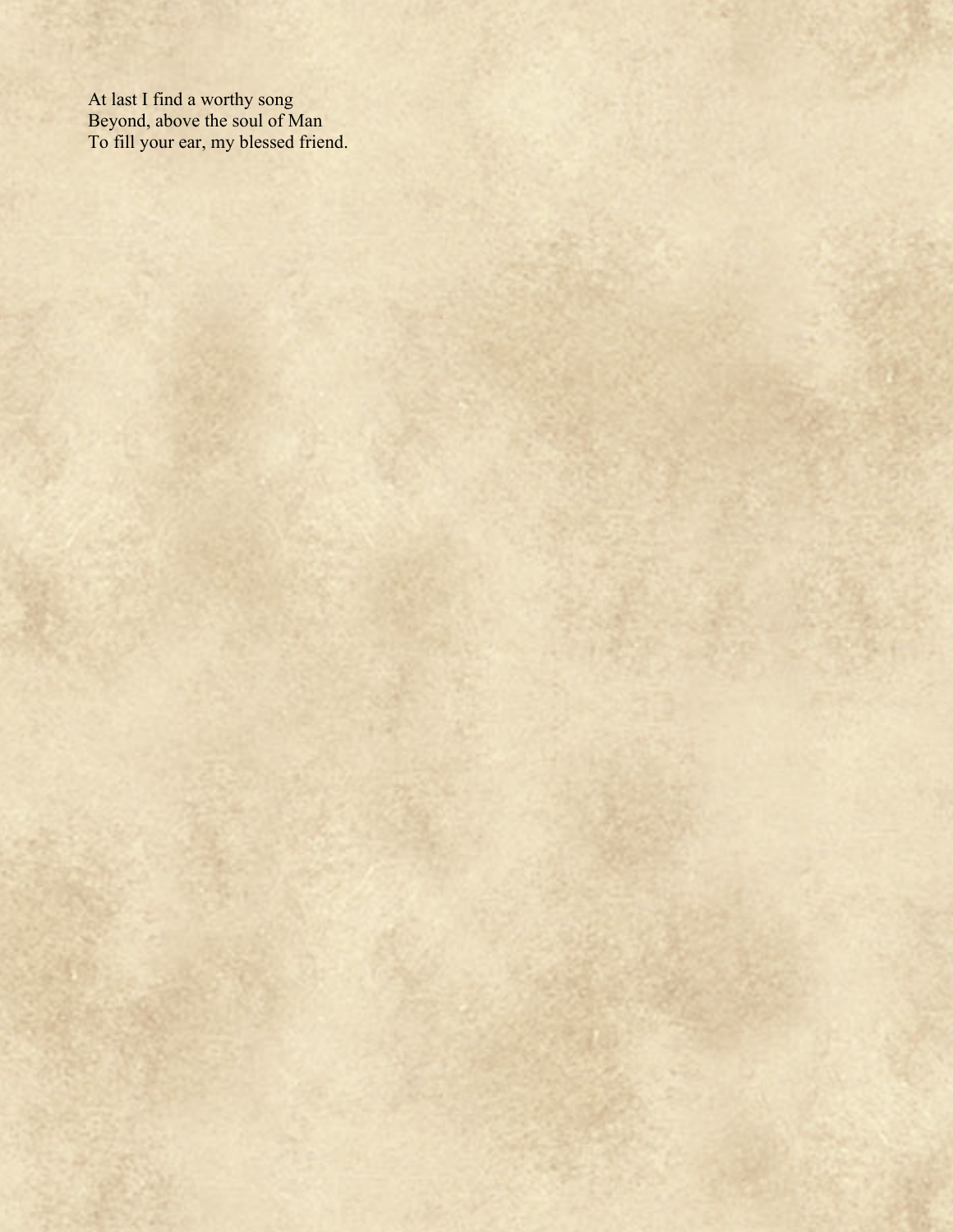At last I find a worthy song  
Beyond, above the soul of Man  
To fill your ear, my blessed friend.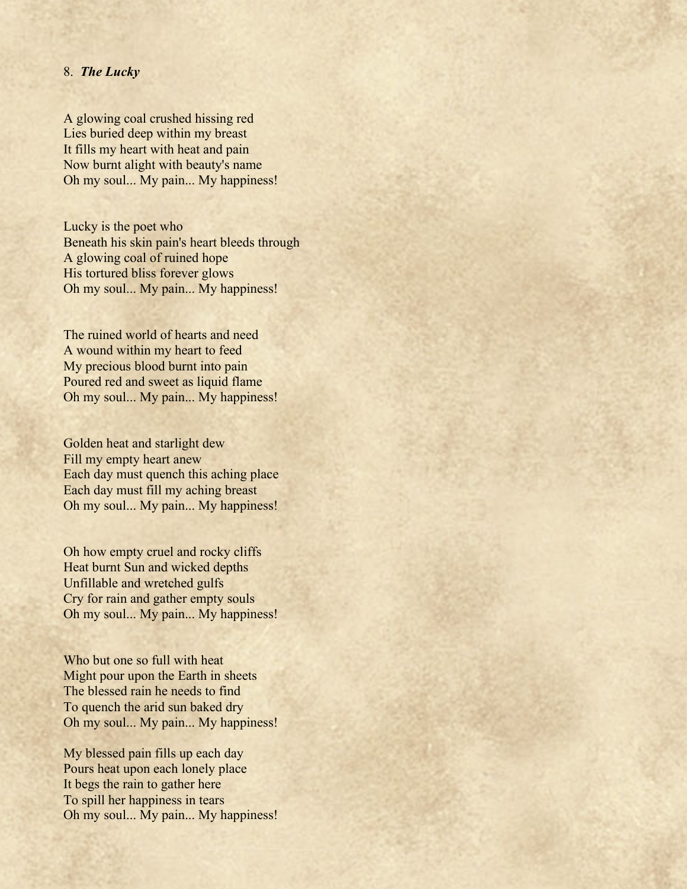8. ***The Lucky***

A glowing coal crushed hissing red  
Lies buried deep within my breast  
It fills my heart with heat and pain  
Now burnt alight with beauty's name  
Oh my soul... My pain... My happiness!

Lucky is the poet who  
Beneath his skin pain's heart bleeds through  
A glowing coal of ruined hope  
His tortured bliss forever glows  
Oh my soul... My pain... My happiness!

The ruined world of hearts and need  
A wound within my heart to feed  
My precious blood burnt into pain  
Poured red and sweet as liquid flame  
Oh my soul... My pain... My happiness!

Golden heat and starlight dew  
Fill my empty heart anew  
Each day must quench this aching place  
Each day must fill my aching breast  
Oh my soul... My pain... My happiness!

Oh how empty cruel and rocky cliffs  
Heat burnt Sun and wicked depths  
Unfillable and wretched gulfs  
Cry for rain and gather empty souls  
Oh my soul... My pain... My happiness!

Who but one so full with heat  
Might pour upon the Earth in sheets  
The blessed rain he needs to find  
To quench the arid sun baked dry  
Oh my soul... My pain... My happiness!

My blessed pain fills up each day  
Pours heat upon each lonely place  
It begs the rain to gather here  
To spill her happiness in tears  
Oh my soul... My pain... My happiness!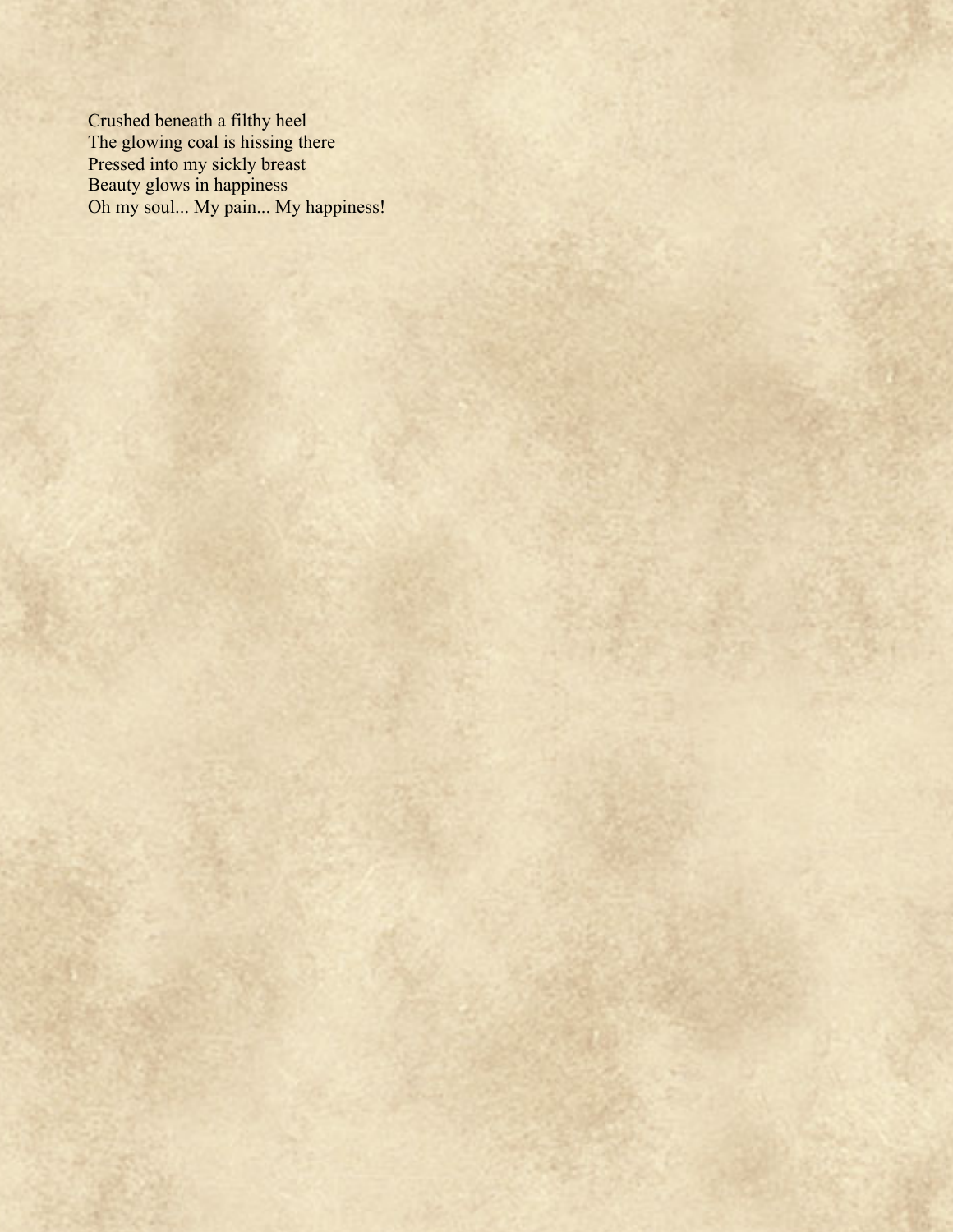Crushed beneath a filthy heel  
The glowing coal is hissing there  
Pressed into my sickly breast  
Beauty glows in happiness  
Oh my soul... My pain... My happiness!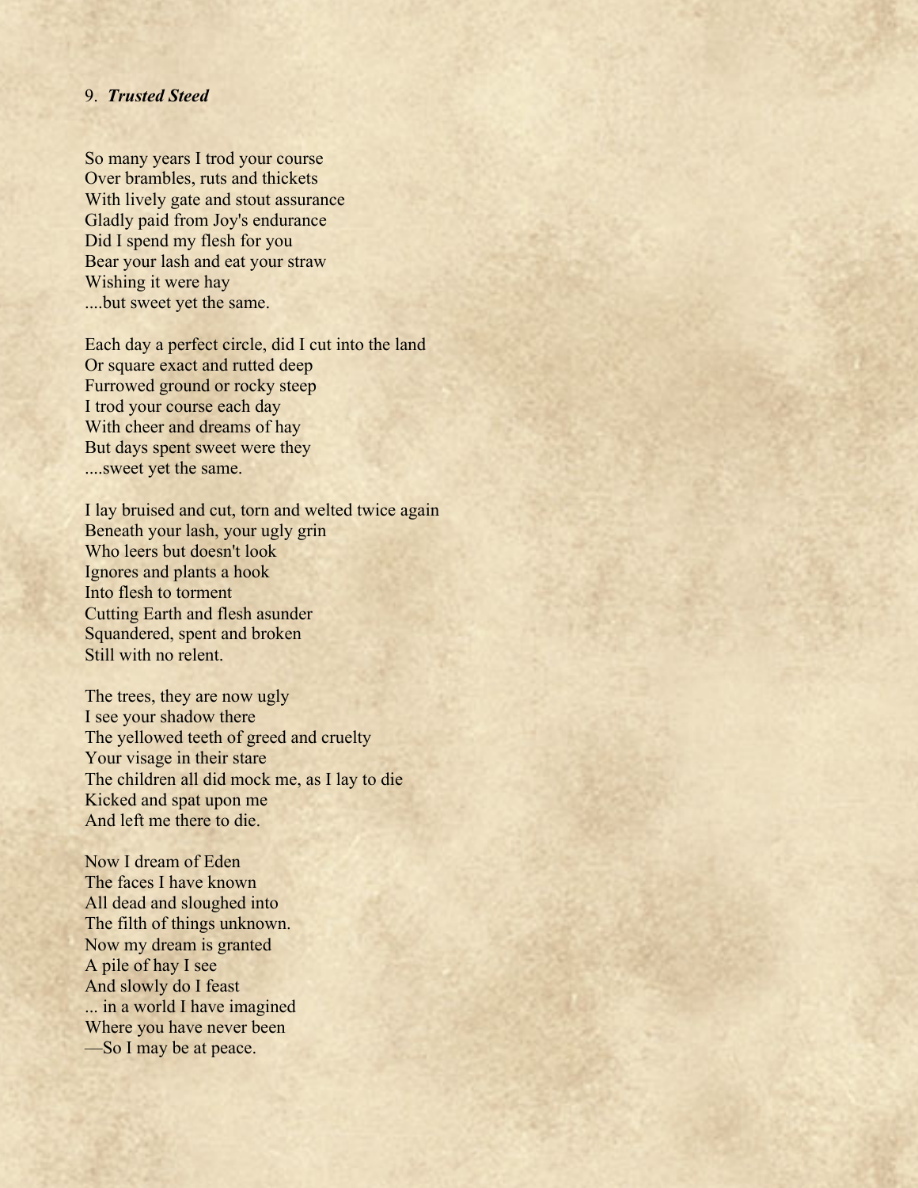9. ***Trusted Steed***

So many years I trod your course
Over brambles, ruts and thickets
With lively gate and stout assurance
Gladly paid from Joy's endurance
Did I spend my flesh for you
Bear your lash and eat your straw
Wishing it were hay
....but sweet yet the same.

Each day a perfect circle, did I cut into the land
Or square exact and rutted deep
Furrowed ground or rocky steep
I trod your course each day
With cheer and dreams of hay
But days spent sweet were they
....sweet yet the same.

I lay bruised and cut, torn and welted twice again
Beneath your lash, your ugly grin
Who leers but doesn't look
Ignores and plants a hook
Into flesh to torment
Cutting Earth and flesh asunder
Squandered, spent and broken
Still with no relent.

The trees, they are now ugly
I see your shadow there
The yellowed teeth of greed and cruelty
Your visage in their stare
The children all did mock me, as I lay to die
Kicked and spat upon me
And left me there to die.

Now I dream of Eden
The faces I have known
All dead and sloughed into
The filth of things unknown.
Now my dream is granted
A pile of hay I see
And slowly do I feast
... in a world I have imagined
Where you have never been
—So I may be at peace.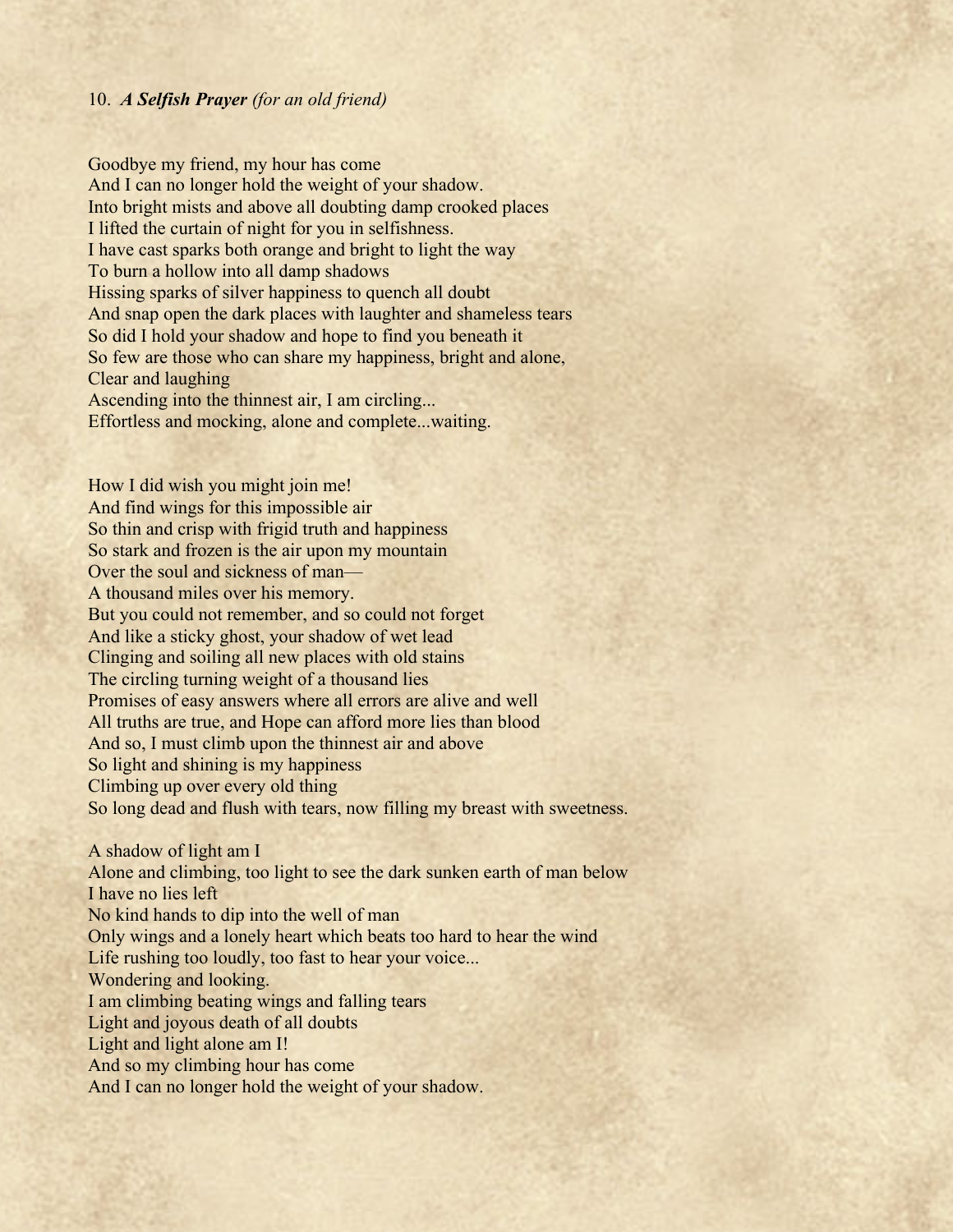10. ***A Selfish Prayer*** *(for an old friend)*

Goodbye my friend, my hour has come
And I can no longer hold the weight of your shadow.
Into bright mists and above all doubting damp crooked places
I lifted the curtain of night for you in selfishness.
I have cast sparks both orange and bright to light the way
To burn a hollow into all damp shadows
Hissing sparks of silver happiness to quench all doubt
And snap open the dark places with laughter and shameless tears
So did I hold your shadow and hope to find you beneath it
So few are those who can share my happiness, bright and alone,
Clear and laughing
Ascending into the thinnest air, I am circling...
Effortless and mocking, alone and complete...waiting.

How I did wish you might join me!
And find wings for this impossible air
So thin and crisp with frigid truth and happiness
So stark and frozen is the air upon my mountain
Over the soul and sickness of man—
A thousand miles over his memory.
But you could not remember, and so could not forget
And like a sticky ghost, your shadow of wet lead
Clinging and soiling all new places with old stains
The circling turning weight of a thousand lies
Promises of easy answers where all errors are alive and well
All truths are true, and Hope can afford more lies than blood
And so, I must climb upon the thinnest air and above
So light and shining is my happiness
Climbing up over every old thing
So long dead and flush with tears, now filling my breast with sweetness.

A shadow of light am I
Alone and climbing, too light to see the dark sunken earth of man below
I have no lies left
No kind hands to dip into the well of man
Only wings and a lonely heart which beats too hard to hear the wind
Life rushing too loudly, too fast to hear your voice...
Wondering and looking.
I am climbing beating wings and falling tears
Light and joyous death of all doubts
Light and light alone am I!
And so my climbing hour has come
And I can no longer hold the weight of your shadow.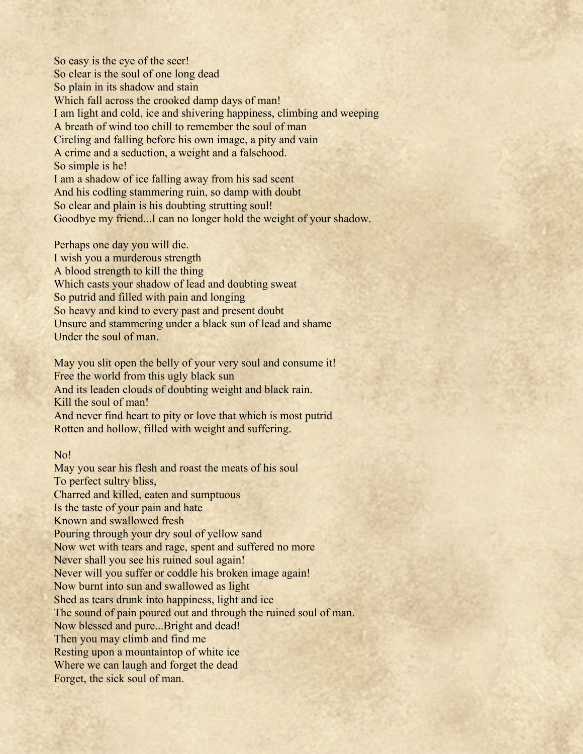So easy is the eye of the seer!  
So clear is the soul of one long dead  
So plain in its shadow and stain  
Which fall across the crooked damp days of man!  
I am light and cold, ice and shivering happiness, climbing and weeping  
A breath of wind too chill to remember the soul of man  
Circling and falling before his own image, a pity and vain  
A crime and a seduction, a weight and a falsehood.  
So simple is he!  
I am a shadow of ice falling away from his sad scent  
And his codling stammering ruin, so damp with doubt  
So clear and plain is his doubting strutting soul!  
Goodbye my friend...I can no longer hold the weight of your shadow.

Perhaps one day you will die.  
I wish you a murderous strength  
A blood strength to kill the thing  
Which casts your shadow of lead and doubting sweat  
So putrid and filled with pain and longing  
So heavy and kind to every past and present doubt  
Unsure and stammering under a black sun of lead and shame  
Under the soul of man.

May you slit open the belly of your very soul and consume it!  
Free the world from this ugly black sun  
And its leaden clouds of doubting weight and black rain.  
Kill the soul of man!  
And never find heart to pity or love that which is most putrid  
Rotten and hollow, filled with weight and suffering.

No!  
May you sear his flesh and roast the meats of his soul  
To perfect sultry bliss,  
Charred and killed, eaten and sumptuous  
Is the taste of your pain and hate  
Known and swallowed fresh  
Pouring through your dry soul of yellow sand  
Now wet with tears and rage, spent and suffered no more  
Never shall you see his ruined soul again!  
Never will you suffer or coddle his broken image again!  
Now burnt into sun and swallowed as light  
Shed as tears drunk into happiness, light and ice  
The sound of pain poured out and through the ruined soul of man.  
Now blessed and pure...Bright and dead!  
Then you may climb and find me  
Resting upon a mountaintop of white ice  
Where we can laugh and forget the dead  
Forget, the sick soul of man.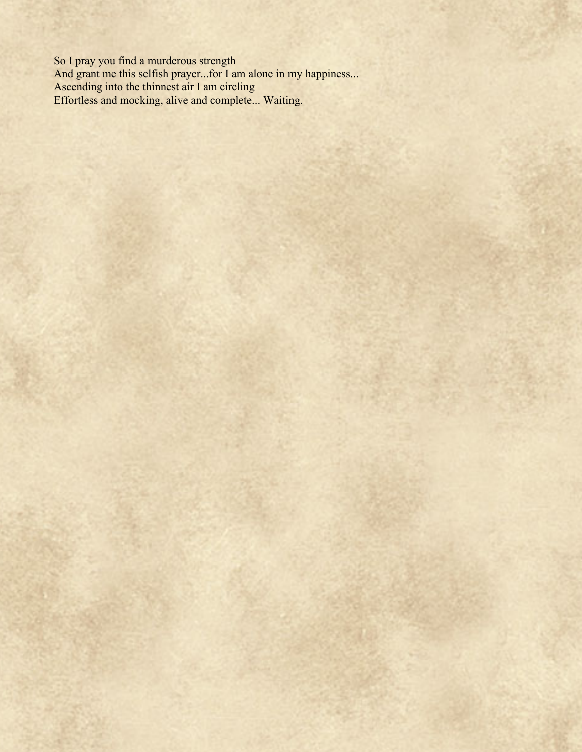So I pray you find a murderous strength
And grant me this selfish prayer...for I am alone in my happiness...
Ascending into the thinnest air I am circling
Effortless and mocking, alive and complete... Waiting.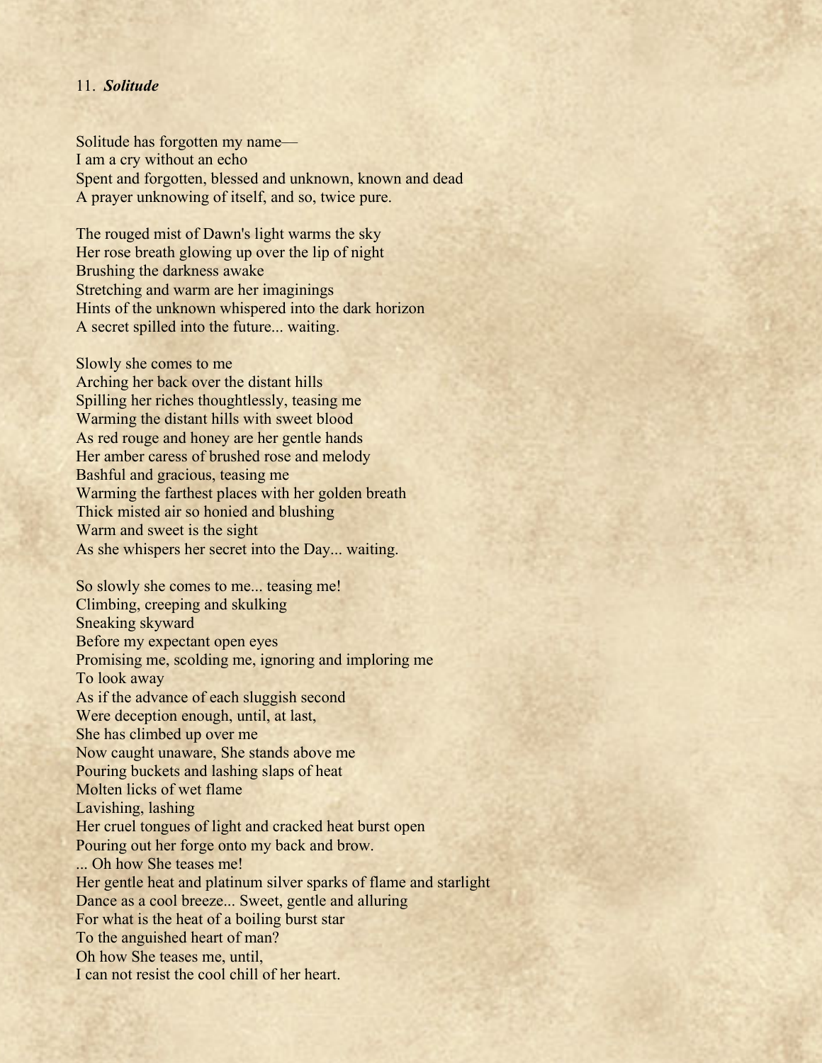## 11. *Solitude*

Solitude has forgotten my name—
I am a cry without an echo
Spent and forgotten, blessed and unknown, known and dead
A prayer unknowing of itself, and so, twice pure.

The rouged mist of Dawn's light warms the sky
Her rose breath glowing up over the lip of night
Brushing the darkness awake
Stretching and warm are her imaginings
Hints of the unknown whispered into the dark horizon
A secret spilled into the future... waiting.

Slowly she comes to me
Arching her back over the distant hills
Spilling her riches thoughtlessly, teasing me
Warming the distant hills with sweet blood
As red rouge and honey are her gentle hands
Her amber caress of brushed rose and melody
Bashful and gracious, teasing me
Warming the farthest places with her golden breath
Thick misted air so honied and blushing
Warm and sweet is the sight
As she whispers her secret into the Day... waiting.

So slowly she comes to me... teasing me!
Climbing, creeping and skulking
Sneaking skyward
Before my expectant open eyes
Promising me, scolding me, ignoring and imploring me
To look away
As if the advance of each sluggish second
Were deception enough, until, at last,
She has climbed up over me
Now caught unaware, She stands above me
Pouring buckets and lashing slaps of heat
Molten licks of wet flame
Lavishing, lashing
Her cruel tongues of light and cracked heat burst open
Pouring out her forge onto my back and brow.
... Oh how She teases me!
Her gentle heat and platinum silver sparks of flame and starlight
Dance as a cool breeze... Sweet, gentle and alluring
For what is the heat of a boiling burst star
To the anguished heart of man?
Oh how She teases me, until,
I can not resist the cool chill of her heart.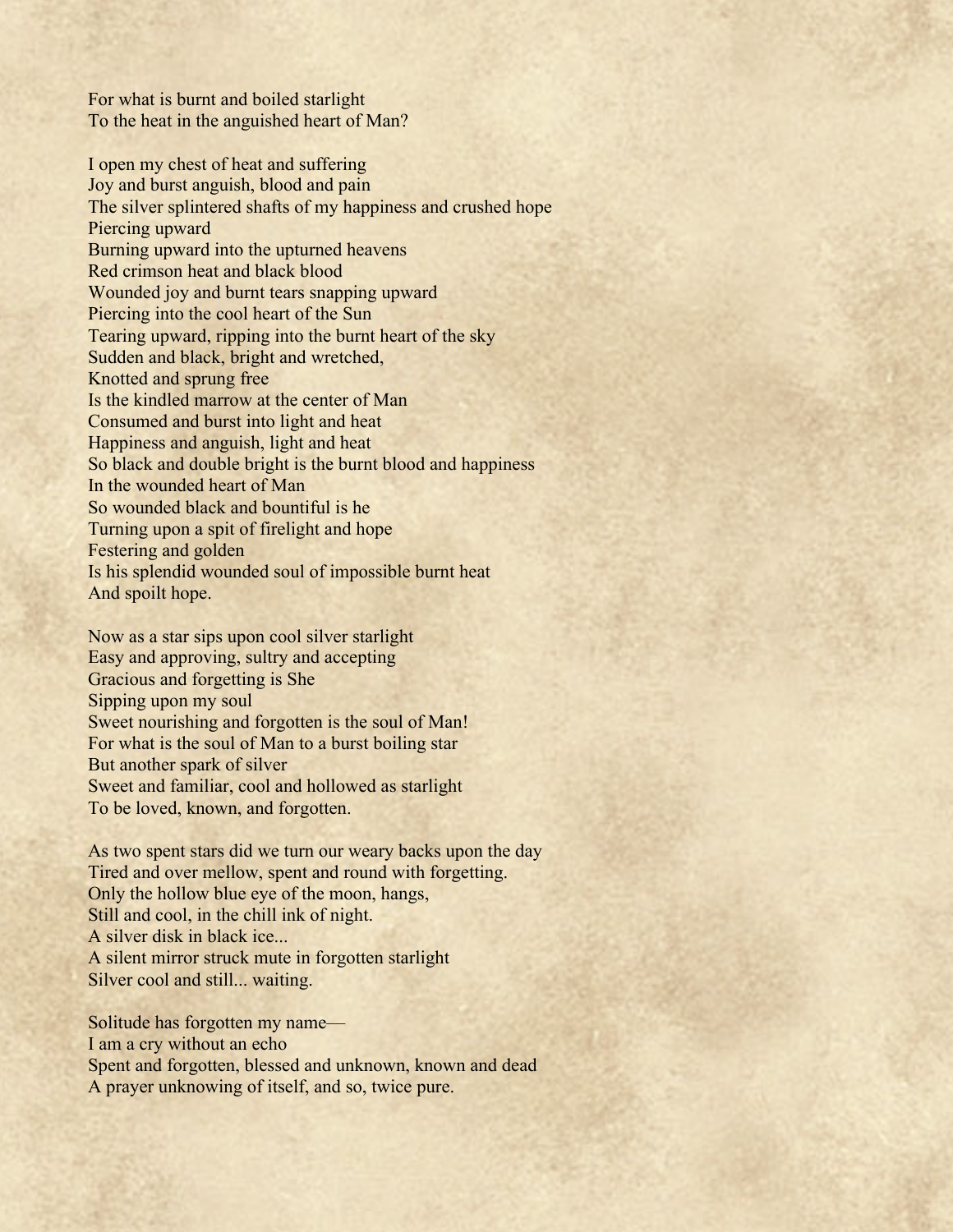For what is burnt and boiled starlight
To the heat in the anguished heart of Man?

I open my chest of heat and suffering
Joy and burst anguish, blood and pain
The silver splintered shafts of my happiness and crushed hope
Piercing upward
Burning upward into the upturned heavens
Red crimson heat and black blood
Wounded joy and burnt tears snapping upward
Piercing into the cool heart of the Sun
Tearing upward, ripping into the burnt heart of the sky
Sudden and black, bright and wretched,
Knotted and sprung free
Is the kindled marrow at the center of Man
Consumed and burst into light and heat
Happiness and anguish, light and heat
So black and double bright is the burnt blood and happiness
In the wounded heart of Man
So wounded black and bountiful is he
Turning upon a spit of firelight and hope
Festering and golden
Is his splendid wounded soul of impossible burnt heat
And spoilt hope.

Now as a star sips upon cool silver starlight
Easy and approving, sultry and accepting
Gracious and forgetting is She
Sipping upon my soul
Sweet nourishing and forgotten is the soul of Man!
For what is the soul of Man to a burst boiling star
But another spark of silver
Sweet and familiar, cool and hollowed as starlight
To be loved, known, and forgotten.

As two spent stars did we turn our weary backs upon the day
Tired and over mellow, spent and round with forgetting.
Only the hollow blue eye of the moon, hangs,
Still and cool, in the chill ink of night.
A silver disk in black ice...
A silent mirror struck mute in forgotten starlight
Silver cool and still... waiting.

Solitude has forgotten my name—
I am a cry without an echo
Spent and forgotten, blessed and unknown, known and dead
A prayer unknowing of itself, and so, twice pure.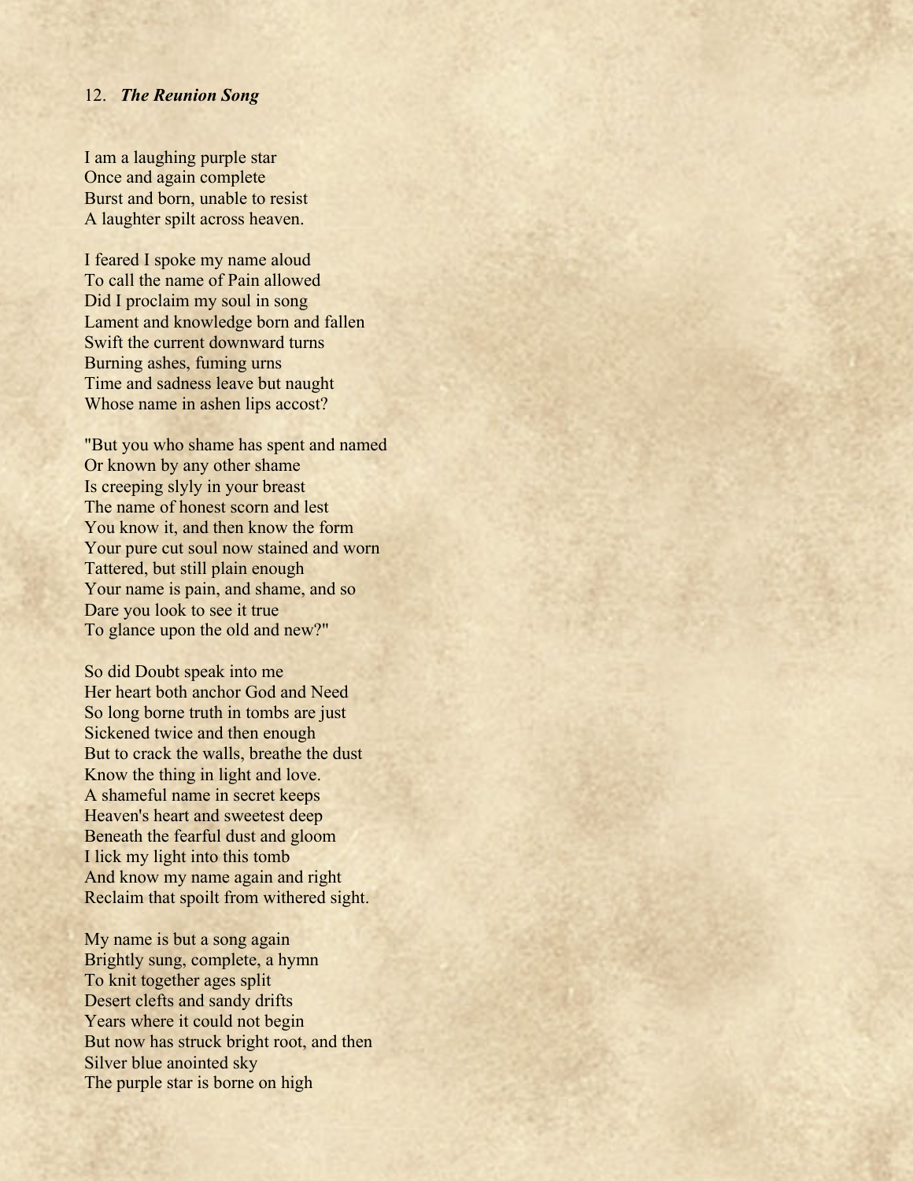12. ***The Reunion Song***

I am a laughing purple star  
Once and again complete  
Burst and born, unable to resist  
A laughter spilt across heaven.

I feared I spoke my name aloud  
To call the name of Pain allowed  
Did I proclaim my soul in song  
Lament and knowledge born and fallen  
Swift the current downward turns  
Burning ashes, fuming urns  
Time and sadness leave but naught  
Whose name in ashen lips accost?

"But you who shame has spent and named  
Or known by any other shame  
Is creeping slyly in your breast  
The name of honest scorn and lest  
You know it, and then know the form  
Your pure cut soul now stained and worn  
Tattered, but still plain enough  
Your name is pain, and shame, and so  
Dare you look to see it true  
To glance upon the old and new?"

So did Doubt speak into me  
Her heart both anchor God and Need  
So long borne truth in tombs are just  
Sickened twice and then enough  
But to crack the walls, breathe the dust  
Know the thing in light and love.  
A shameful name in secret keeps  
Heaven's heart and sweetest deep  
Beneath the fearful dust and gloom  
I lick my light into this tomb  
And know my name again and right  
Reclaim that spoilt from withered sight.

My name is but a song again  
Brightly sung, complete, a hymn  
To knit together ages split  
Desert clefts and sandy drifts  
Years where it could not begin  
But now has struck bright root, and then  
Silver blue anointed sky  
The purple star is borne on high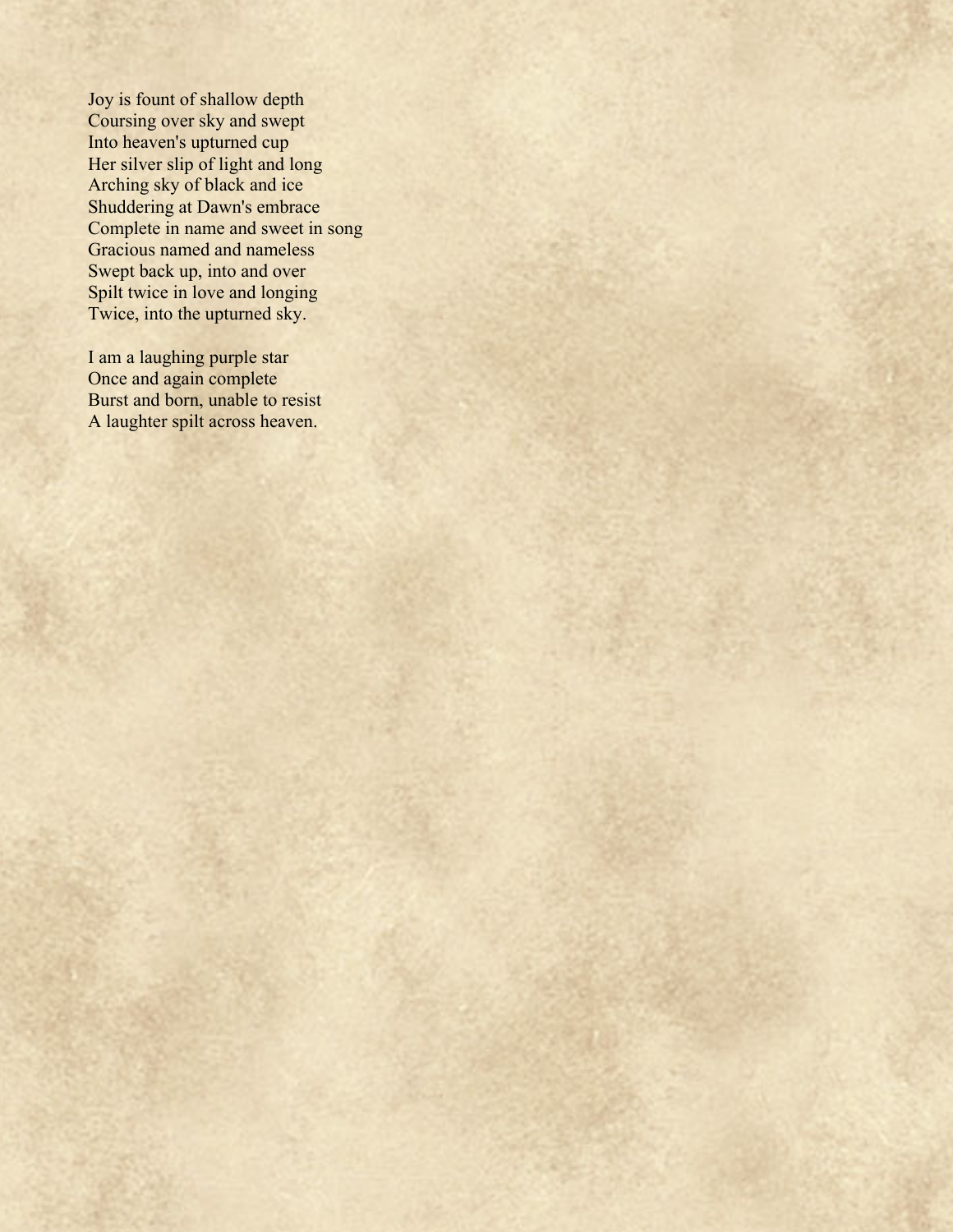Joy is fount of shallow depth
Coursing over sky and swept
Into heaven's upturned cup
Her silver slip of light and long
Arching sky of black and ice
Shuddering at Dawn's embrace
Complete in name and sweet in song
Gracious named and nameless
Swept back up, into and over
Spilt twice in love and longing
Twice, into the upturned sky.

I am a laughing purple star
Once and again complete
Burst and born, unable to resist
A laughter spilt across heaven.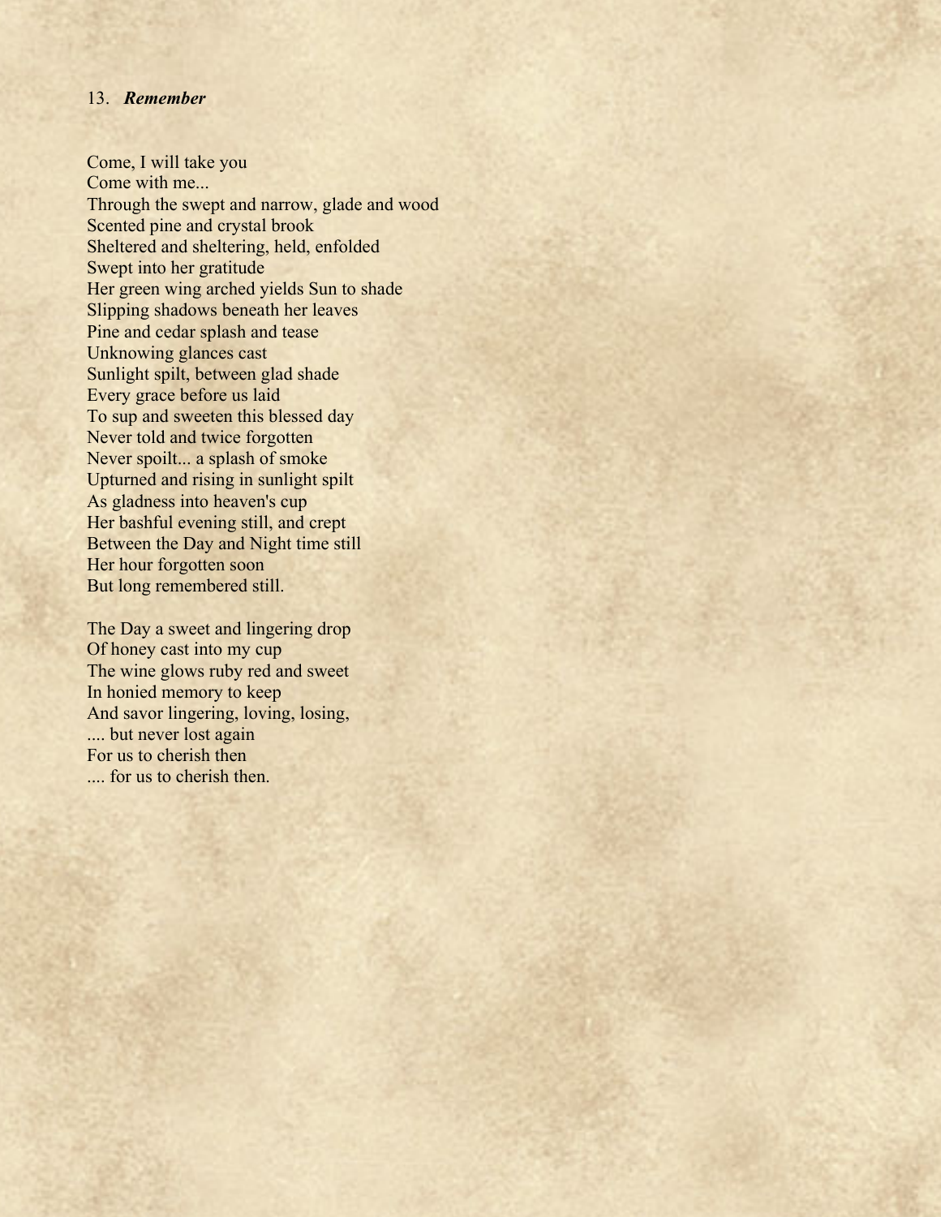13. ***Remember***

Come, I will take you
Come with me...
Through the swept and narrow, glade and wood
Scented pine and crystal brook
Sheltered and sheltering, held, enfolded
Swept into her gratitude
Her green wing arched yields Sun to shade
Slipping shadows beneath her leaves
Pine and cedar splash and tease
Unknowing glances cast
Sunlight spilt, between glad shade
Every grace before us laid
To sup and sweeten this blessed day
Never told and twice forgotten
Never spoilt... a splash of smoke
Upturned and rising in sunlight spilt
As gladness into heaven's cup
Her bashful evening still, and crept
Between the Day and Night time still
Her hour forgotten soon
But long remembered still.

The Day a sweet and lingering drop
Of honey cast into my cup
The wine glows ruby red and sweet
In honied memory to keep
And savor lingering, loving, losing,
.... but never lost again
For us to cherish then
.... for us to cherish then.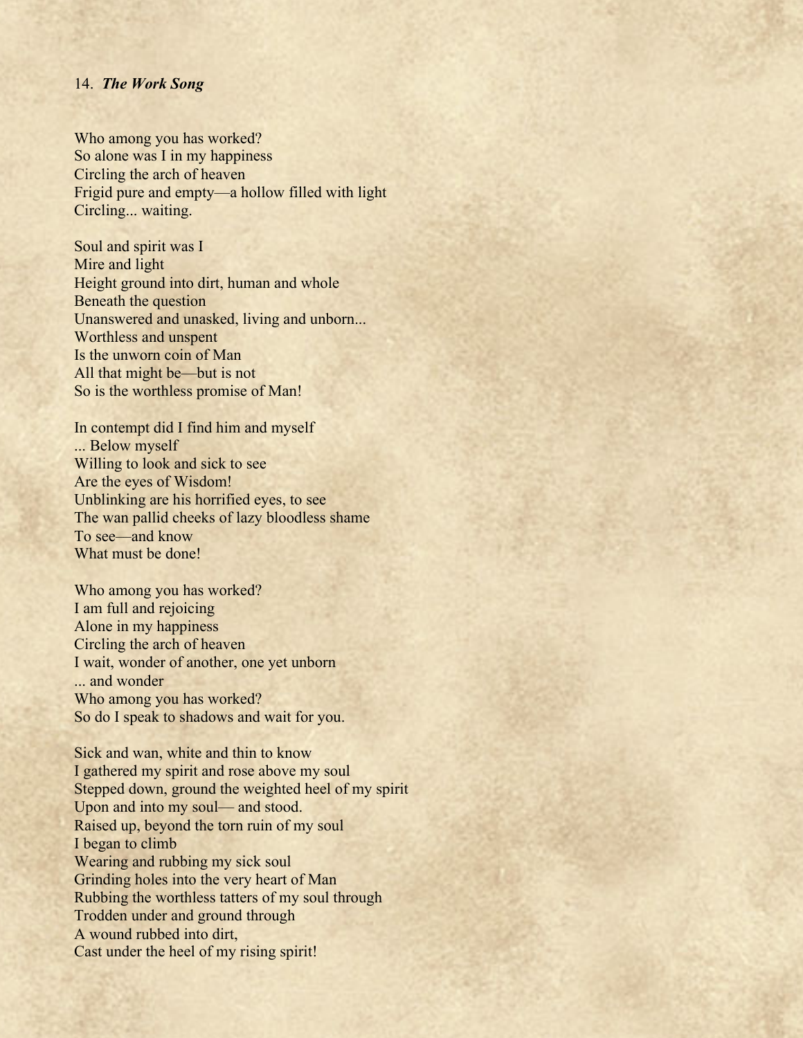14. ***The Work Song***

Who among you has worked?  
So alone was I in my happiness  
Circling the arch of heaven  
Frigid pure and empty—a hollow filled with light  
Circling... waiting.

Soul and spirit was I  
Mire and light  
Height ground into dirt, human and whole  
Beneath the question  
Unanswered and unasked, living and unborn...  
Worthless and unspent  
Is the unworn coin of Man  
All that might be—but is not  
So is the worthless promise of Man!

In contempt did I find him and myself  
... Below myself  
Willing to look and sick to see  
Are the eyes of Wisdom!  
Unblinking are his horrified eyes, to see  
The wan pallid cheeks of lazy bloodless shame  
To see—and know  
What must be done!

Who among you has worked?  
I am full and rejoicing  
Alone in my happiness  
Circling the arch of heaven  
I wait, wonder of another, one yet unborn  
... and wonder  
Who among you has worked?  
So do I speak to shadows and wait for you.

Sick and wan, white and thin to know  
I gathered my spirit and rose above my soul  
Stepped down, ground the weighted heel of my spirit  
Upon and into my soul— and stood.  
Raised up, beyond the torn ruin of my soul  
I began to climb  
Wearing and rubbing my sick soul  
Grinding holes into the very heart of Man  
Rubbing the worthless tatters of my soul through  
Trodden under and ground through  
A wound rubbed into dirt,  
Cast under the heel of my rising spirit!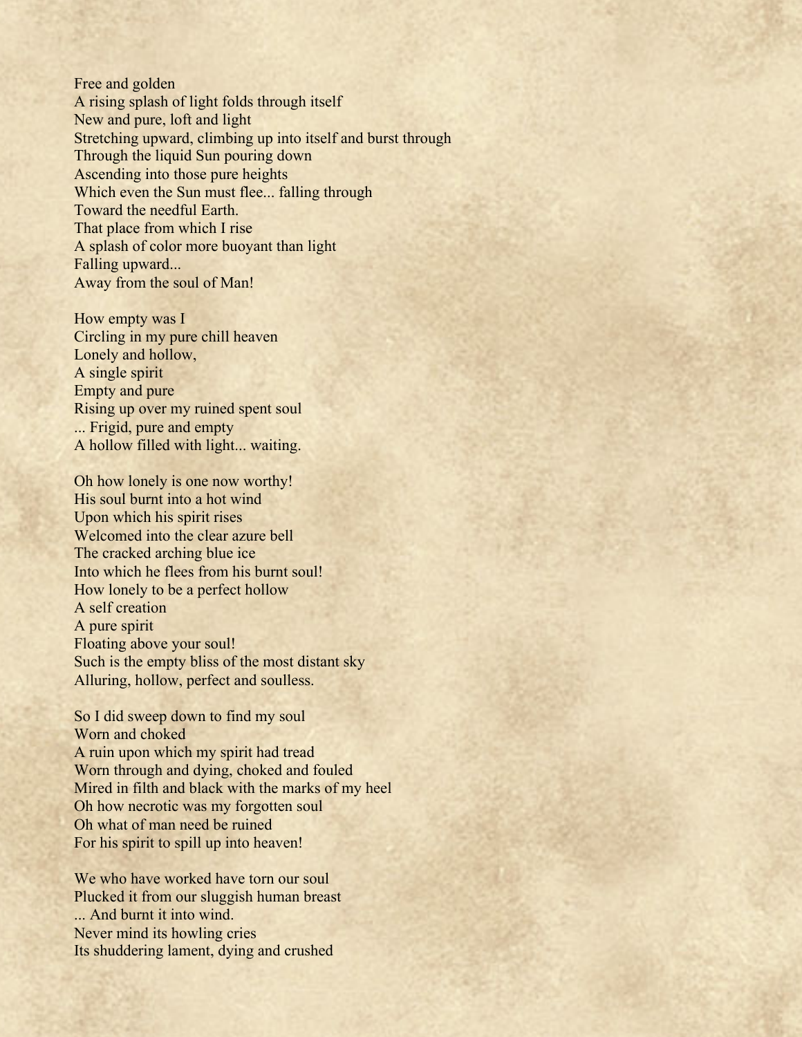Free and golden
A rising splash of light folds through itself
New and pure, loft and light
Stretching upward, climbing up into itself and burst through
Through the liquid Sun pouring down
Ascending into those pure heights
Which even the Sun must flee... falling through
Toward the needful Earth.
That place from which I rise
A splash of color more buoyant than light
Falling upward...
Away from the soul of Man!

How empty was I
Circling in my pure chill heaven
Lonely and hollow,
A single spirit
Empty and pure
Rising up over my ruined spent soul
... Frigid, pure and empty
A hollow filled with light... waiting.

Oh how lonely is one now worthy!
His soul burnt into a hot wind
Upon which his spirit rises
Welcomed into the clear azure bell
The cracked arching blue ice
Into which he flees from his burnt soul!
How lonely to be a perfect hollow
A self creation
A pure spirit
Floating above your soul!
Such is the empty bliss of the most distant sky
Alluring, hollow, perfect and soulless.

So I did sweep down to find my soul
Worn and choked
A ruin upon which my spirit had tread
Worn through and dying, choked and fouled
Mired in filth and black with the marks of my heel
Oh how necrotic was my forgotten soul
Oh what of man need be ruined
For his spirit to spill up into heaven!

We who have worked have torn our soul
Plucked it from our sluggish human breast
... And burnt it into wind.
Never mind its howling cries
Its shuddering lament, dying and crushed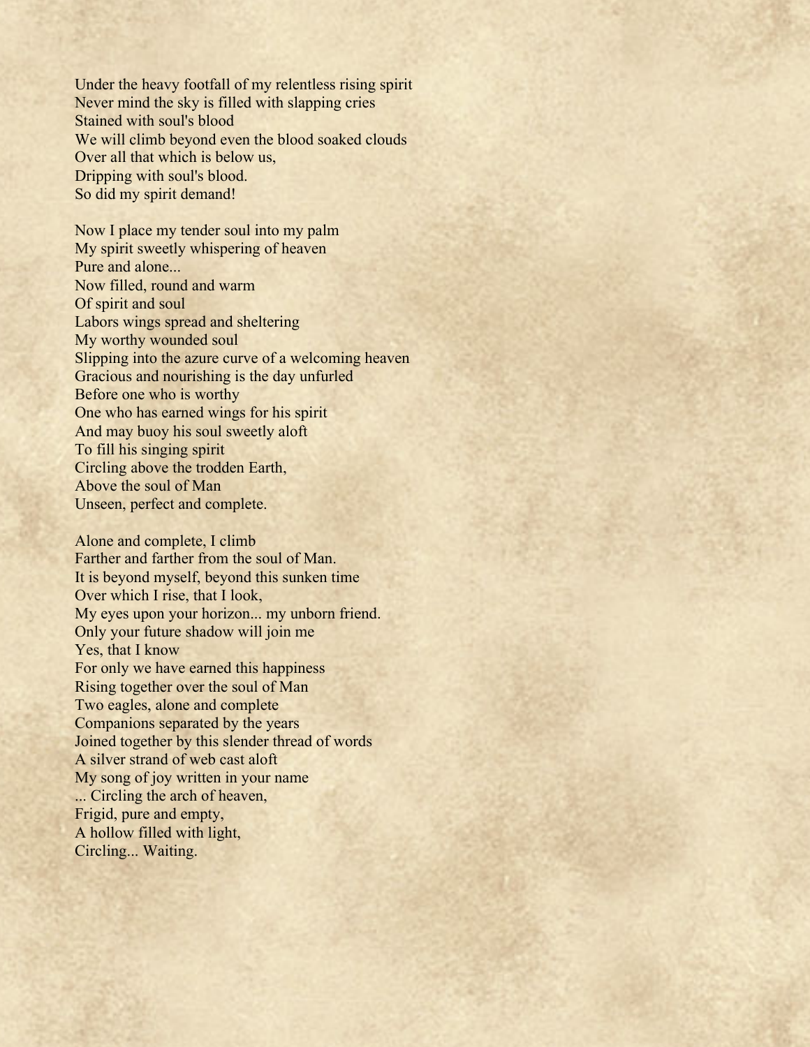Under the heavy footfall of my relentless rising spirit
Never mind the sky is filled with slapping cries
Stained with soul's blood
We will climb beyond even the blood soaked clouds
Over all that which is below us,
Dripping with soul's blood.
So did my spirit demand!

Now I place my tender soul into my palm
My spirit sweetly whispering of heaven
Pure and alone...
Now filled, round and warm
Of spirit and soul
Labors wings spread and sheltering
My worthy wounded soul
Slipping into the azure curve of a welcoming heaven
Gracious and nourishing is the day unfurled
Before one who is worthy
One who has earned wings for his spirit
And may buoy his soul sweetly aloft
To fill his singing spirit
Circling above the trodden Earth,
Above the soul of Man
Unseen, perfect and complete.

Alone and complete, I climb
Farther and farther from the soul of Man.
It is beyond myself, beyond this sunken time
Over which I rise, that I look,
My eyes upon your horizon... my unborn friend.
Only your future shadow will join me
Yes, that I know
For only we have earned this happiness
Rising together over the soul of Man
Two eagles, alone and complete
Companions separated by the years
Joined together by this slender thread of words
A silver strand of web cast aloft
My song of joy written in your name
... Circling the arch of heaven,
Frigid, pure and empty,
A hollow filled with light,
Circling... Waiting.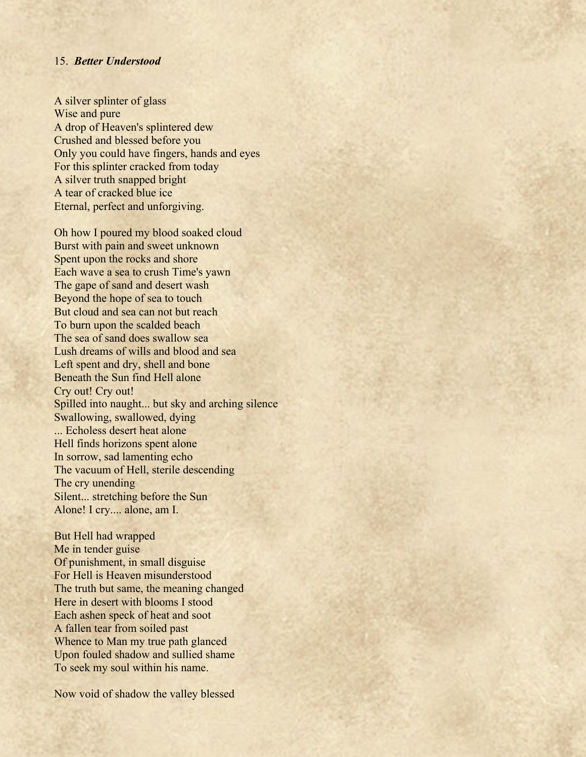15. ***Better Understood***

A silver splinter of glass  
Wise and pure  
A drop of Heaven's splintered dew  
Crushed and blessed before you  
Only you could have fingers, hands and eyes  
For this splinter cracked from today  
A silver truth snapped bright  
A tear of cracked blue ice  
Eternal, perfect and unforgiving.

Oh how I poured my blood soaked cloud  
Burst with pain and sweet unknown  
Spent upon the rocks and shore  
Each wave a sea to crush Time's yawn  
The gape of sand and desert wash  
Beyond the hope of sea to touch  
But cloud and sea can not but reach  
To burn upon the scalded beach  
The sea of sand does swallow sea  
Lush dreams of wills and blood and sea  
Left spent and dry, shell and bone  
Beneath the Sun find Hell alone  
Cry out! Cry out!  
Spilled into naught... but sky and arching silence  
Swallowing, swallowed, dying  
... Echoless desert heat alone  
Hell finds horizons spent alone  
In sorrow, sad lamenting echo  
The vacuum of Hell, sterile descending  
The cry unending  
Silent... stretching before the Sun  
Alone! I cry.... alone, am I.

But Hell had wrapped  
Me in tender guise  
Of punishment, in small disguise  
For Hell is Heaven misunderstood  
The truth but same, the meaning changed  
Here in desert with blooms I stood  
Each ashen speck of heat and soot  
A fallen tear from soiled past  
Whence to Man my true path glanced  
Upon fouled shadow and sullied shame  
To seek my soul within his name.

Now void of shadow the valley blessed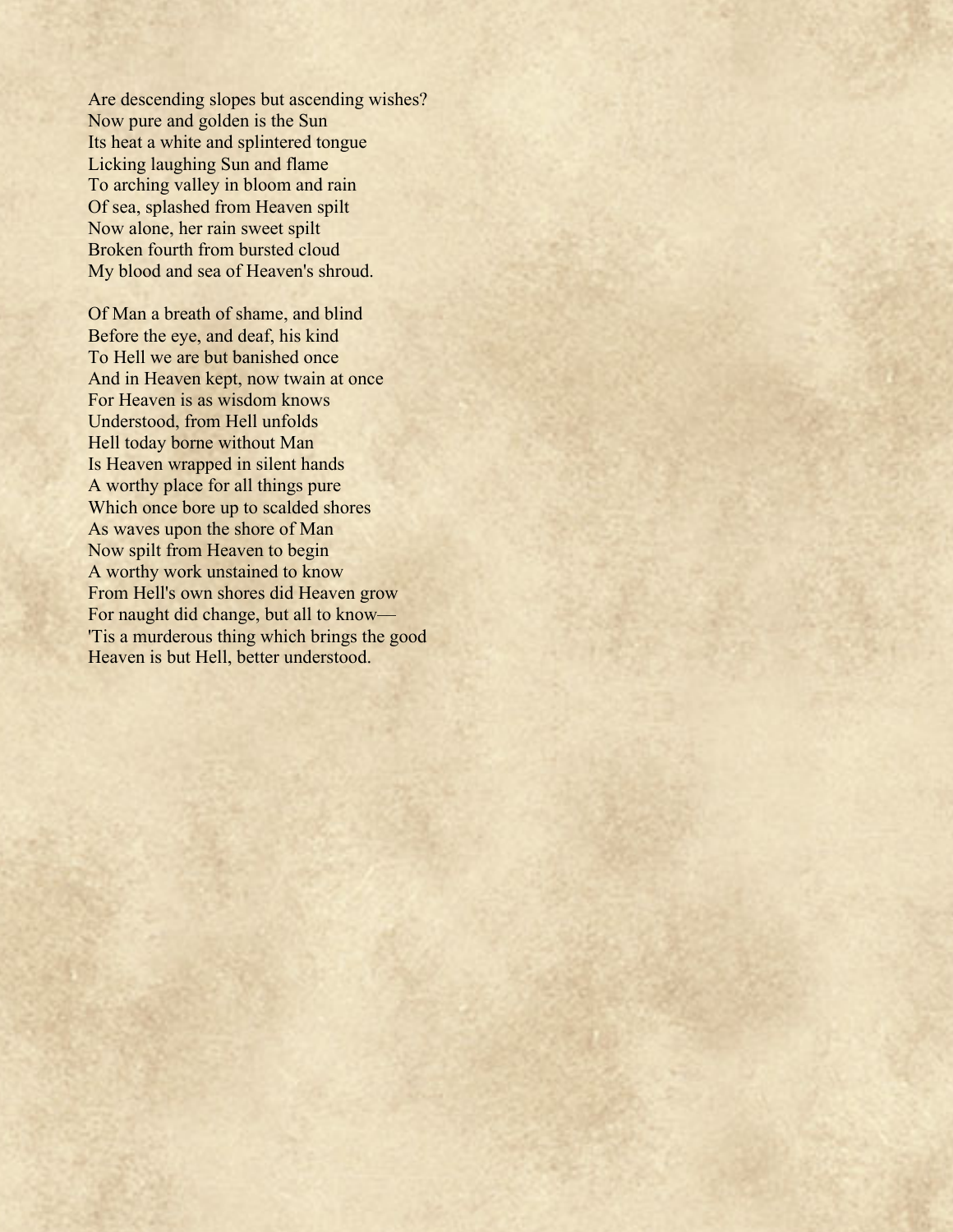Are descending slopes but ascending wishes?
Now pure and golden is the Sun
Its heat a white and splintered tongue
Licking laughing Sun and flame
To arching valley in bloom and rain
Of sea, splashed from Heaven spilt
Now alone, her rain sweet spilt
Broken fourth from bursted cloud
My blood and sea of Heaven's shroud.

Of Man a breath of shame, and blind
Before the eye, and deaf, his kind
To Hell we are but banished once
And in Heaven kept, now twain at once
For Heaven is as wisdom knows
Understood, from Hell unfolds
Hell today borne without Man
Is Heaven wrapped in silent hands
A worthy place for all things pure
Which once bore up to scalded shores
As waves upon the shore of Man
Now spilt from Heaven to begin
A worthy work unstained to know
From Hell's own shores did Heaven grow
For naught did change, but all to know—
'Tis a murderous thing which brings the good
Heaven is but Hell, better understood.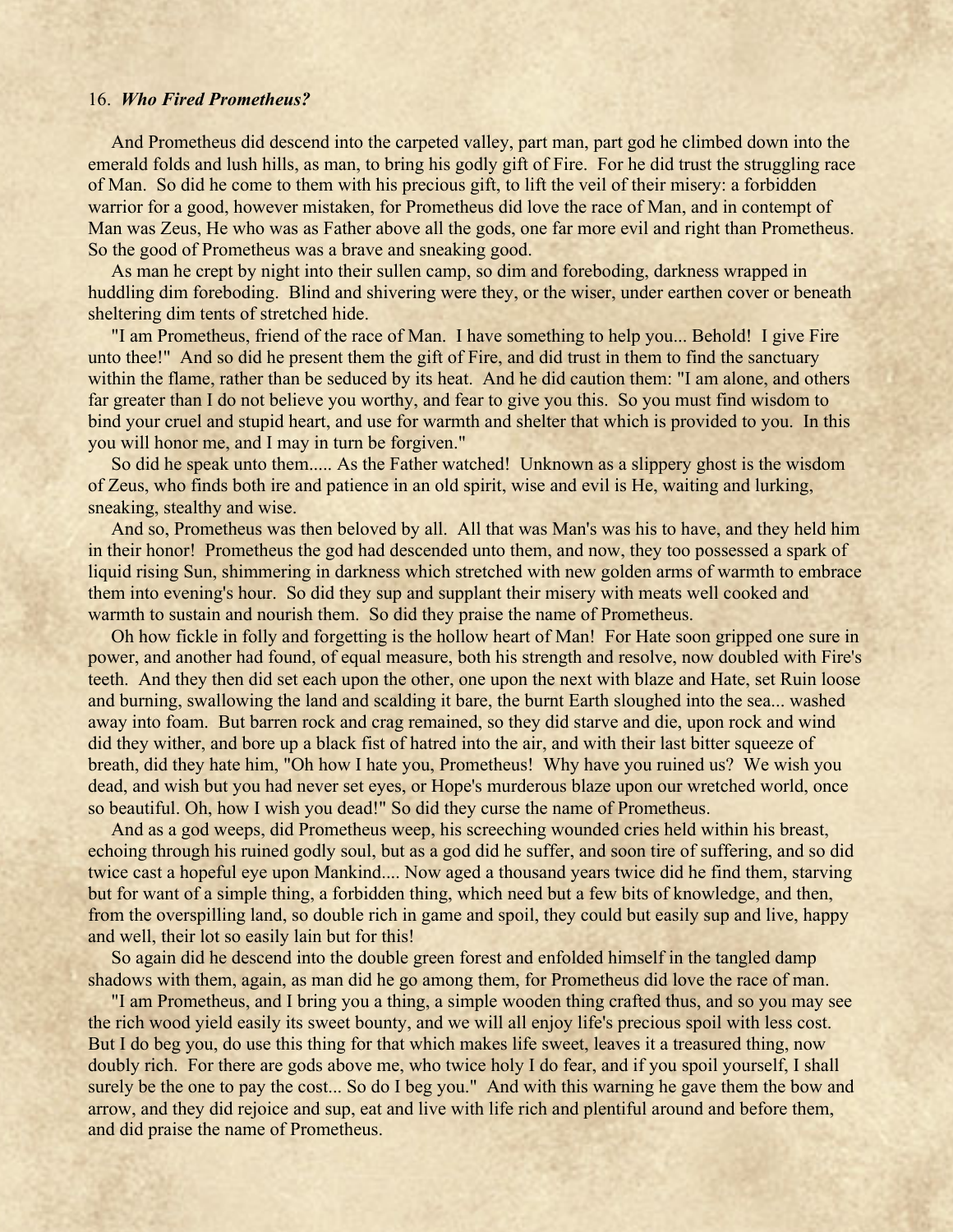16. ***Who Fired Prometheus?***

And Prometheus did descend into the carpeted valley, part man, part god he climbed down into the emerald folds and lush hills, as man, to bring his godly gift of Fire. For he did trust the struggling race of Man. So did he come to them with his precious gift, to lift the veil of their misery: a forbidden warrior for a good, however mistaken, for Prometheus did love the race of Man, and in contempt of Man was Zeus, He who was as Father above all the gods, one far more evil and right than Prometheus. So the good of Prometheus was a brave and sneaking good.

As man he crept by night into their sullen camp, so dim and foreboding, darkness wrapped in huddling dim foreboding. Blind and shivering were they, or the wiser, under earthen cover or beneath sheltering dim tents of stretched hide.

"I am Prometheus, friend of the race of Man. I have something to help you... Behold! I give Fire unto thee!" And so did he present them the gift of Fire, and did trust in them to find the sanctuary within the flame, rather than be seduced by its heat. And he did caution them: "I am alone, and others far greater than I do not believe you worthy, and fear to give you this. So you must find wisdom to bind your cruel and stupid heart, and use for warmth and shelter that which is provided to you. In this you will honor me, and I may in turn be forgiven."

So did he speak unto them..... As the Father watched! Unknown as a slippery ghost is the wisdom of Zeus, who finds both ire and patience in an old spirit, wise and evil is He, waiting and lurking, sneaking, stealthy and wise.

And so, Prometheus was then beloved by all. All that was Man's was his to have, and they held him in their honor! Prometheus the god had descended unto them, and now, they too possessed a spark of liquid rising Sun, shimmering in darkness which stretched with new golden arms of warmth to embrace them into evening's hour. So did they sup and supplant their misery with meats well cooked and warmth to sustain and nourish them. So did they praise the name of Prometheus.

Oh how fickle in folly and forgetting is the hollow heart of Man! For Hate soon gripped one sure in power, and another had found, of equal measure, both his strength and resolve, now doubled with Fire's teeth. And they then did set each upon the other, one upon the next with blaze and Hate, set Ruin loose and burning, swallowing the land and scalding it bare, the burnt Earth sloughed into the sea... washed away into foam. But barren rock and crag remained, so they did starve and die, upon rock and wind did they wither, and bore up a black fist of hatred into the air, and with their last bitter squeeze of breath, did they hate him, "Oh how I hate you, Prometheus! Why have you ruined us? We wish you dead, and wish but you had never set eyes, or Hope's murderous blaze upon our wretched world, once so beautiful. Oh, how I wish you dead!" So did they curse the name of Prometheus.

And as a god weeps, did Prometheus weep, his screeching wounded cries held within his breast, echoing through his ruined godly soul, but as a god did he suffer, and soon tire of suffering, and so did twice cast a hopeful eye upon Mankind.... Now aged a thousand years twice did he find them, starving but for want of a simple thing, a forbidden thing, which need but a few bits of knowledge, and then, from the overspilling land, so double rich in game and spoil, they could but easily sup and live, happy and well, their lot so easily lain but for this!

So again did he descend into the double green forest and enfolded himself in the tangled damp shadows with them, again, as man did he go among them, for Prometheus did love the race of man.

"I am Prometheus, and I bring you a thing, a simple wooden thing crafted thus, and so you may see the rich wood yield easily its sweet bounty, and we will all enjoy life's precious spoil with less cost. But I do beg you, do use this thing for that which makes life sweet, leaves it a treasured thing, now doubly rich. For there are gods above me, who twice holy I do fear, and if you spoil yourself, I shall surely be the one to pay the cost... So do I beg you." And with this warning he gave them the bow and arrow, and they did rejoice and sup, eat and live with life rich and plentiful around and before them, and did praise the name of Prometheus.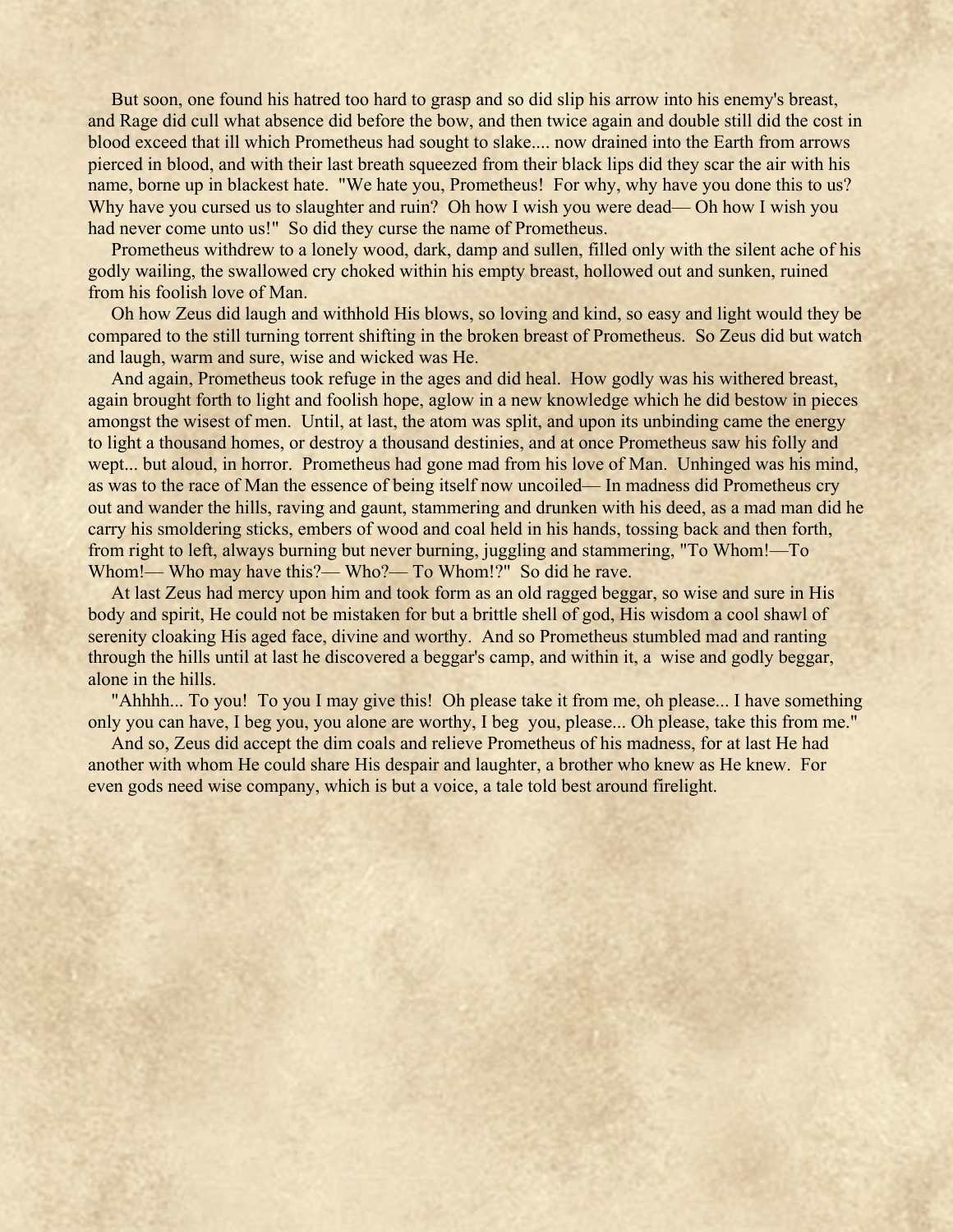But soon, one found his hatred too hard to grasp and so did slip his arrow into his enemy's breast, and Rage did cull what absence did before the bow, and then twice again and double still did the cost in blood exceed that ill which Prometheus had sought to slake.... now drained into the Earth from arrows pierced in blood, and with their last breath squeezed from their black lips did they scar the air with his name, borne up in blackest hate. "We hate you, Prometheus! For why, why have you done this to us? Why have you cursed us to slaughter and ruin? Oh how I wish you were dead— Oh how I wish you had never come unto us!" So did they curse the name of Prometheus.

Prometheus withdrew to a lonely wood, dark, damp and sullen, filled only with the silent ache of his godly wailing, the swallowed cry choked within his empty breast, hollowed out and sunken, ruined from his foolish love of Man.

Oh how Zeus did laugh and withhold His blows, so loving and kind, so easy and light would they be compared to the still turning torrent shifting in the broken breast of Prometheus. So Zeus did but watch and laugh, warm and sure, wise and wicked was He.

And again, Prometheus took refuge in the ages and did heal. How godly was his withered breast, again brought forth to light and foolish hope, aglow in a new knowledge which he did bestow in pieces amongst the wisest of men. Until, at last, the atom was split, and upon its unbinding came the energy to light a thousand homes, or destroy a thousand destinies, and at once Prometheus saw his folly and wept... but aloud, in horror. Prometheus had gone mad from his love of Man. Unhinged was his mind, as was to the race of Man the essence of being itself now uncoiled— In madness did Prometheus cry out and wander the hills, raving and gaunt, stammering and drunken with his deed, as a mad man did he carry his smoldering sticks, embers of wood and coal held in his hands, tossing back and then forth, from right to left, always burning but never burning, juggling and stammering, "To Whom!—To Whom!— Who may have this?— Who?— To Whom!?" So did he rave.

At last Zeus had mercy upon him and took form as an old ragged beggar, so wise and sure in His body and spirit, He could not be mistaken for but a brittle shell of god, His wisdom a cool shawl of serenity cloaking His aged face, divine and worthy. And so Prometheus stumbled mad and ranting through the hills until at last he discovered a beggar's camp, and within it, a wise and godly beggar, alone in the hills.

"Ahhhh... To you! To you I may give this! Oh please take it from me, oh please... I have something only you can have, I beg you, you alone are worthy, I beg you, please... Oh please, take this from me."

And so, Zeus did accept the dim coals and relieve Prometheus of his madness, for at last He had another with whom He could share His despair and laughter, a brother who knew as He knew. For even gods need wise company, which is but a voice, a tale told best around firelight.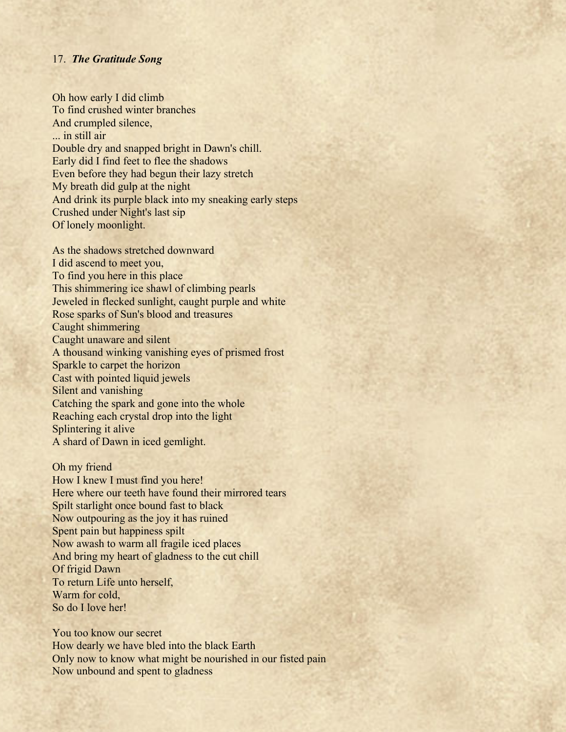17. ***The Gratitude Song***

Oh how early I did climb  
To find crushed winter branches  
And crumpled silence,  
... in still air  
Double dry and snapped bright in Dawn's chill.  
Early did I find feet to flee the shadows  
Even before they had begun their lazy stretch  
My breath did gulp at the night  
And drink its purple black into my sneaking early steps  
Crushed under Night's last sip  
Of lonely moonlight.

As the shadows stretched downward  
I did ascend to meet you,  
To find you here in this place  
This shimmering ice shawl of climbing pearls  
Jeweled in flecked sunlight, caught purple and white  
Rose sparks of Sun's blood and treasures  
Caught shimmering  
Caught unaware and silent  
A thousand winking vanishing eyes of prismed frost  
Sparkle to carpet the horizon  
Cast with pointed liquid jewels  
Silent and vanishing  
Catching the spark and gone into the whole  
Reaching each crystal drop into the light  
Splintering it alive  
A shard of Dawn in iced gemlight.

Oh my friend  
How I knew I must find you here!  
Here where our teeth have found their mirrored tears  
Spilt starlight once bound fast to black  
Now outpouring as the joy it has ruined  
Spent pain but happiness spilt  
Now awash to warm all fragile iced places  
And bring my heart of gladness to the cut chill  
Of frigid Dawn  
To return Life unto herself,  
Warm for cold,  
So do I love her!

You too know our secret  
How dearly we have bled into the black Earth  
Only now to know what might be nourished in our fisted pain  
Now unbound and spent to gladness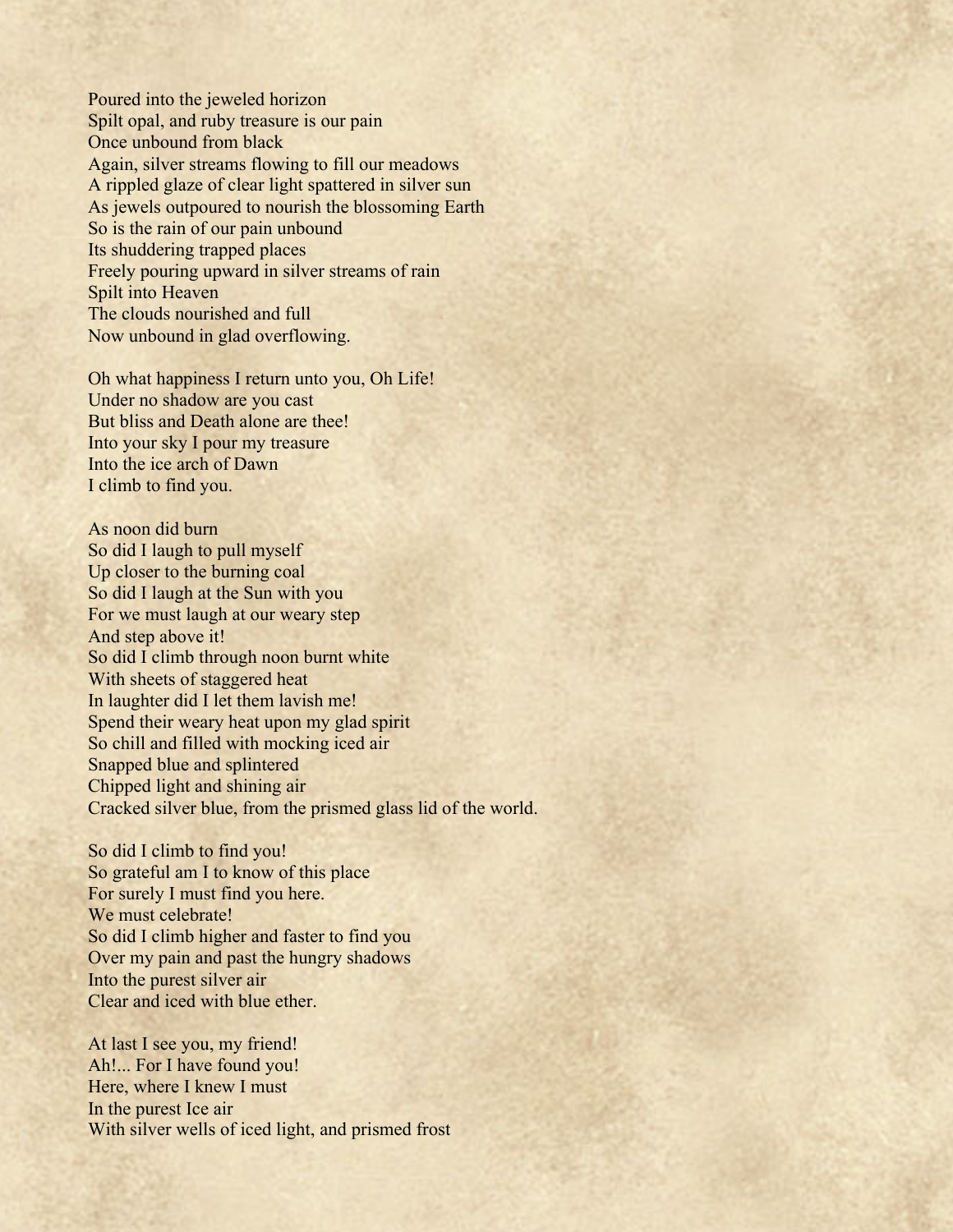Poured into the jeweled horizon
Spilt opal, and ruby treasure is our pain
Once unbound from black
Again, silver streams flowing to fill our meadows
A rippled glaze of clear light spattered in silver sun
As jewels outpoured to nourish the blossoming Earth
So is the rain of our pain unbound
Its shuddering trapped places
Freely pouring upward in silver streams of rain
Spilt into Heaven
The clouds nourished and full
Now unbound in glad overflowing.

Oh what happiness I return unto you, Oh Life!
Under no shadow are you cast
But bliss and Death alone are thee!
Into your sky I pour my treasure
Into the ice arch of Dawn
I climb to find you.

As noon did burn
So did I laugh to pull myself
Up closer to the burning coal
So did I laugh at the Sun with you
For we must laugh at our weary step
And step above it!
So did I climb through noon burnt white
With sheets of staggered heat
In laughter did I let them lavish me!
Spend their weary heat upon my glad spirit
So chill and filled with mocking iced air
Snapped blue and splintered
Chipped light and shining air
Cracked silver blue, from the prismed glass lid of the world.

So did I climb to find you!
So grateful am I to know of this place
For surely I must find you here.
We must celebrate!
So did I climb higher and faster to find you
Over my pain and past the hungry shadows
Into the purest silver air
Clear and iced with blue ether.

At last I see you, my friend!
Ah!... For I have found you!
Here, where I knew I must
In the purest Ice air
With silver wells of iced light, and prismed frost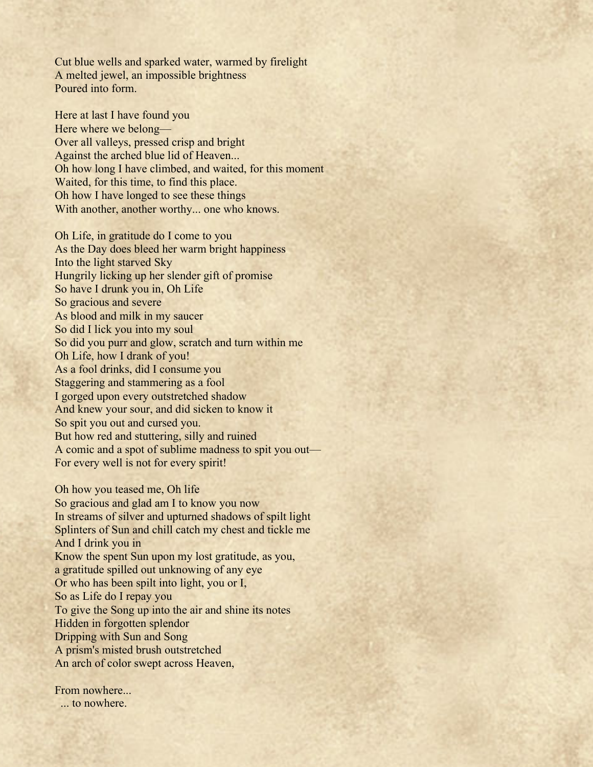Cut blue wells and sparked water, warmed by firelight
A melted jewel, an impossible brightness
Poured into form.

Here at last I have found you
Here where we belong—
Over all valleys, pressed crisp and bright
Against the arched blue lid of Heaven...
Oh how long I have climbed, and waited, for this moment
Waited, for this time, to find this place.
Oh how I have longed to see these things
With another, another worthy... one who knows.

Oh Life, in gratitude do I come to you
As the Day does bleed her warm bright happiness
Into the light starved Sky
Hungrily licking up her slender gift of promise
So have I drunk you in, Oh Life
So gracious and severe
As blood and milk in my saucer
So did I lick you into my soul
So did you purr and glow, scratch and turn within me
Oh Life, how I drank of you!
As a fool drinks, did I consume you
Staggering and stammering as a fool
I gorged upon every outstretched shadow
And knew your sour, and did sicken to know it
So spit you out and cursed you.
But how red and stuttering, silly and ruined
A comic and a spot of sublime madness to spit you out—
For every well is not for every spirit!

Oh how you teased me, Oh life
So gracious and glad am I to know you now
In streams of silver and upturned shadows of spilt light
Splinters of Sun and chill catch my chest and tickle me
And I drink you in
Know the spent Sun upon my lost gratitude, as you,
a gratitude spilled out unknowing of any eye
Or who has been spilt into light, you or I,
So as Life do I repay you
To give the Song up into the air and shine its notes
Hidden in forgotten splendor
Dripping with Sun and Song
A prism's misted brush outstretched
An arch of color swept across Heaven,

From nowhere...
... to nowhere.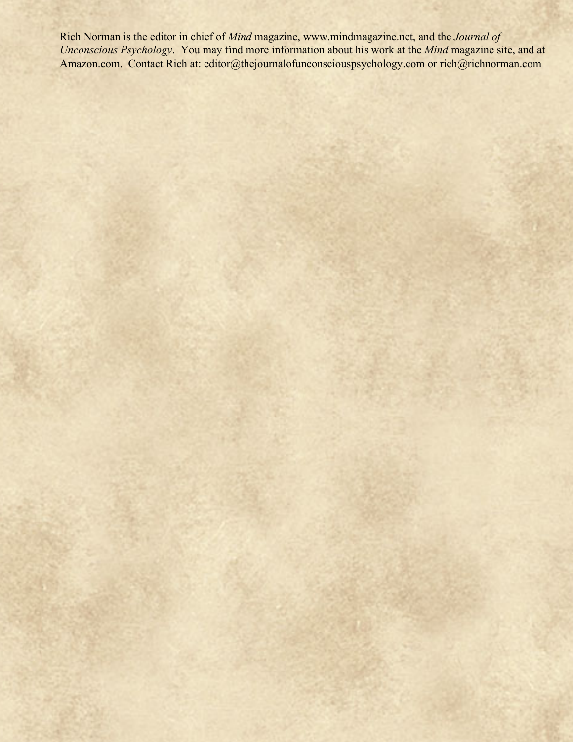Rich Norman is the editor in chief of *Mind* magazine, www.mindmagazine.net, and the *Journal of Unconscious Psychology*. You may find more information about his work at the *Mind* magazine site, and at Amazon.com. Contact Rich at: editor@thejournalofunconsciouspsychology.com or rich@richnorman.com